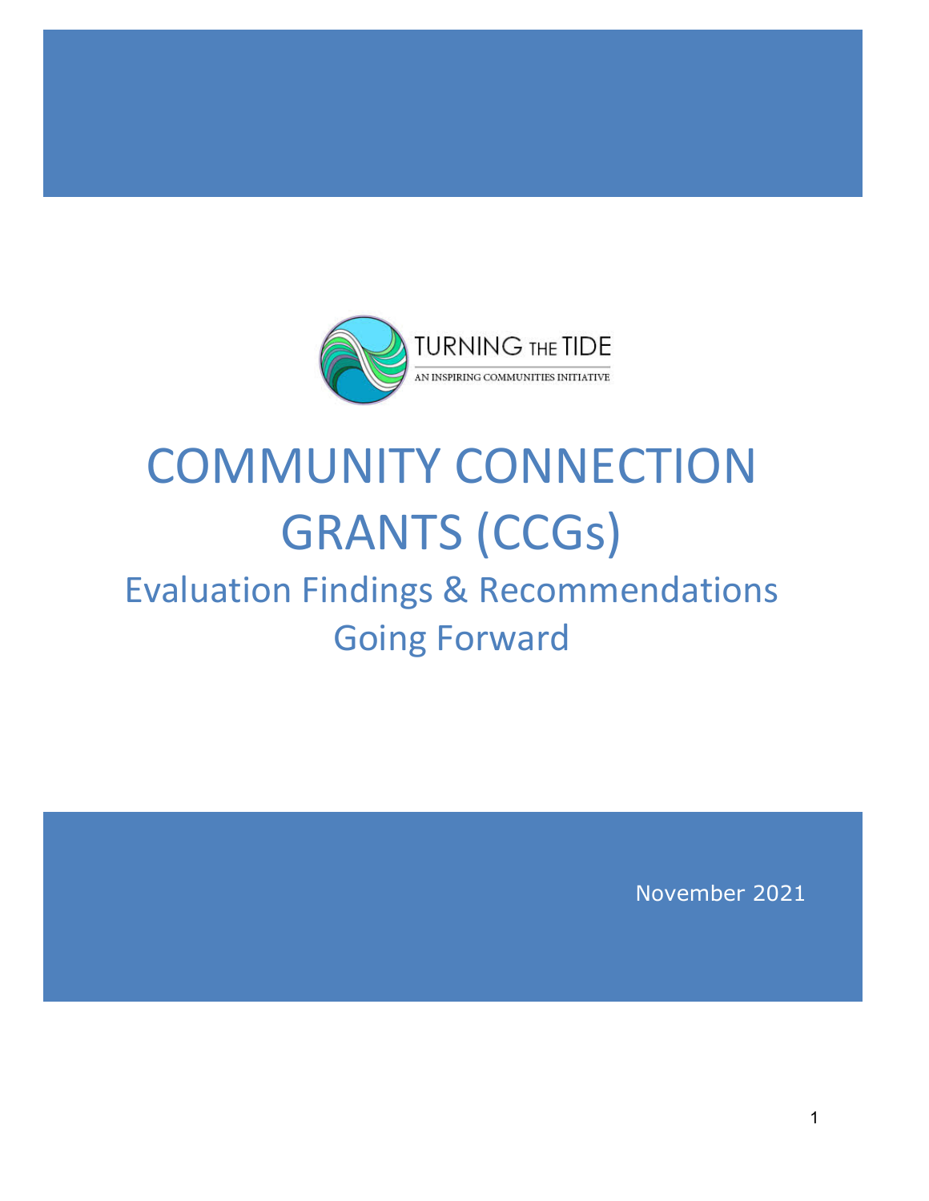TURNING THE TIDE

AN INSPIRING COMMUNITIES INITIATIVE

# COMMUNITY CONNECTION GRANTS (CCGs)

## Evaluation Findings & Recommendations Going Forward

November 2021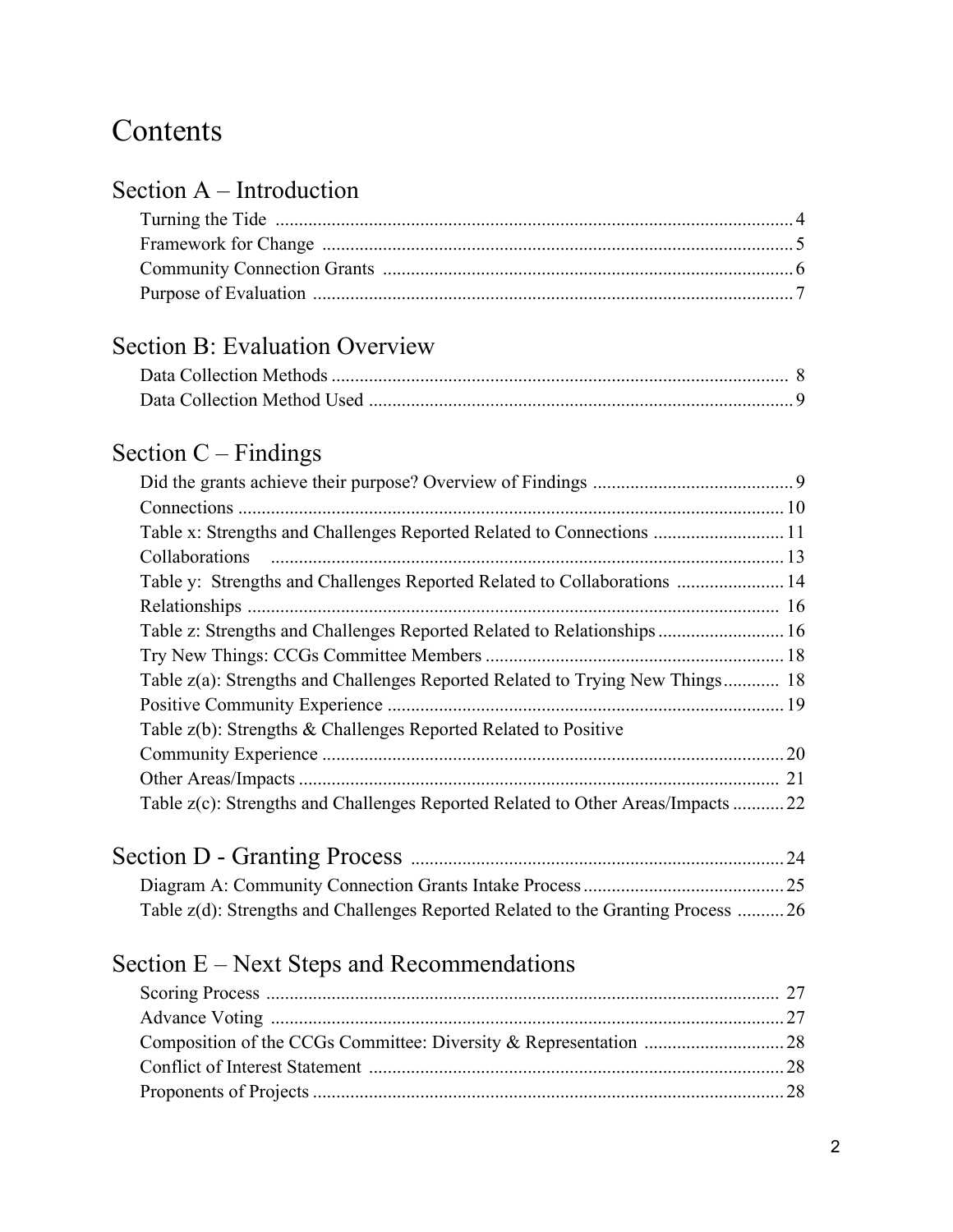# Contents

## Section A – Introduction

- Turning the Tide ... 4
- Framework for Change ... 5
- Community Connection Grants ... 6
- Purpose of Evaluation ... 7

## Section B: Evaluation Overview

- Data Collection Methods ... 8
- Data Collection Method Used ... 9

## Section C – Findings

- Did the grants achieve their purpose? Overview of Findings ... 9
- Connections ... 10
- Table x: Strengths and Challenges Reported Related to Connections ... 11
- Collaborations ... 13
- Table y: Strengths and Challenges Reported Related to Collaborations ... 14
- Relationships ... 16
- Table z: Strengths and Challenges Reported Related to Relationships ... 16
- Try New Things: CCGs Committee Members ... 18
- Table z(a): Strengths and Challenges Reported Related to Trying New Things ... 18
- Positive Community Experience ... 19
- Table z(b): Strengths & Challenges Reported Related to Positive Community Experience ... 20
- Other Areas/Impacts ... 21
- Table z(c): Strengths and Challenges Reported Related to Other Areas/Impacts ... 22

## Section D - Granting Process ... 24

- Diagram A: Community Connection Grants Intake Process ... 25
- Table z(d): Strengths and Challenges Reported Related to the Granting Process ... 26

## Section E – Next Steps and Recommendations

- Scoring Process ... 27
- Advance Voting ... 27
- Composition of the CCGs Committee: Diversity & Representation ... 28
- Conflict of Interest Statement ... 28
- Proponents of Projects ... 28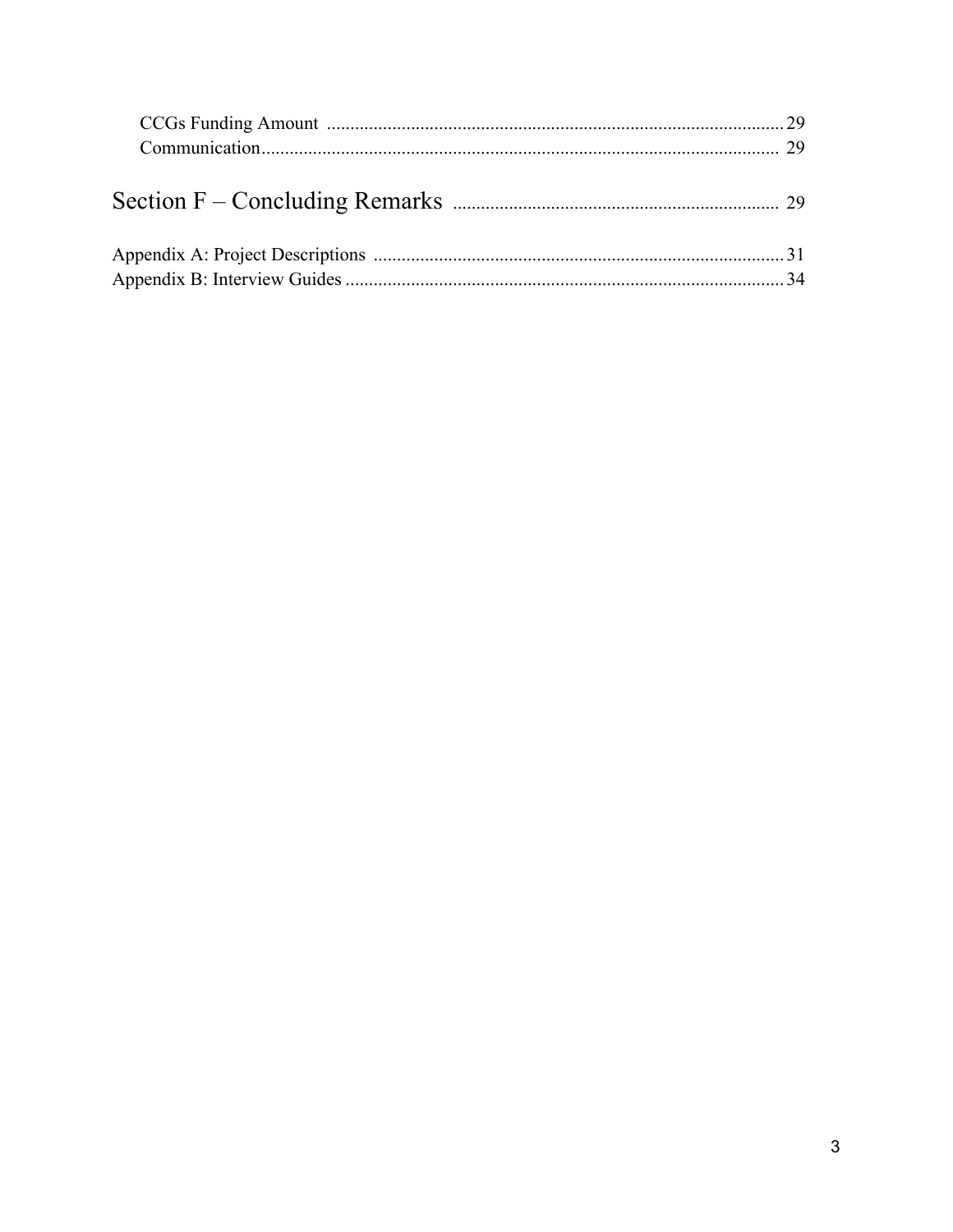CCGs Funding Amount ............................................................................................ 29
Communication........................................................................................................ 29

Section F – Concluding Remarks ........................................................................ 29

Appendix A: Project Descriptions ........................................................................... 31
Appendix B: Interview Guides ................................................................................. 34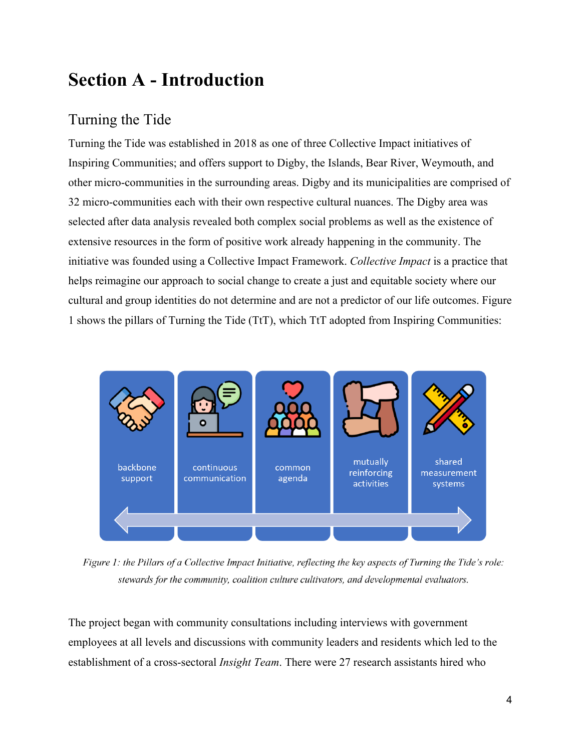# Section A - Introduction

## Turning the Tide

Turning the Tide was established in 2018 as one of three Collective Impact initiatives of Inspiring Communities; and offers support to Digby, the Islands, Bear River, Weymouth, and other micro-communities in the surrounding areas. Digby and its municipalities are comprised of 32 micro-communities each with their own respective cultural nuances. The Digby area was selected after data analysis revealed both complex social problems as well as the existence of extensive resources in the form of positive work already happening in the community. The initiative was founded using a Collective Impact Framework. *Collective Impact* is a practice that helps reimagine our approach to social change to create a just and equitable society where our cultural and group identities do not determine and are not a predictor of our life outcomes. Figure 1 shows the pillars of Turning the Tide (TtT), which TtT adopted from Inspiring Communities:

backbone support | continuous communication | common agenda | mutually reinforcing activities | shared measurement systems

*Figure 1: the Pillars of a Collective Impact Initiative, reflecting the key aspects of Turning the Tide's role: stewards for the community, coalition culture cultivators, and developmental evaluators.*

The project began with community consultations including interviews with government employees at all levels and discussions with community leaders and residents which led to the establishment of a cross-sectoral *Insight Team*. There were 27 research assistants hired who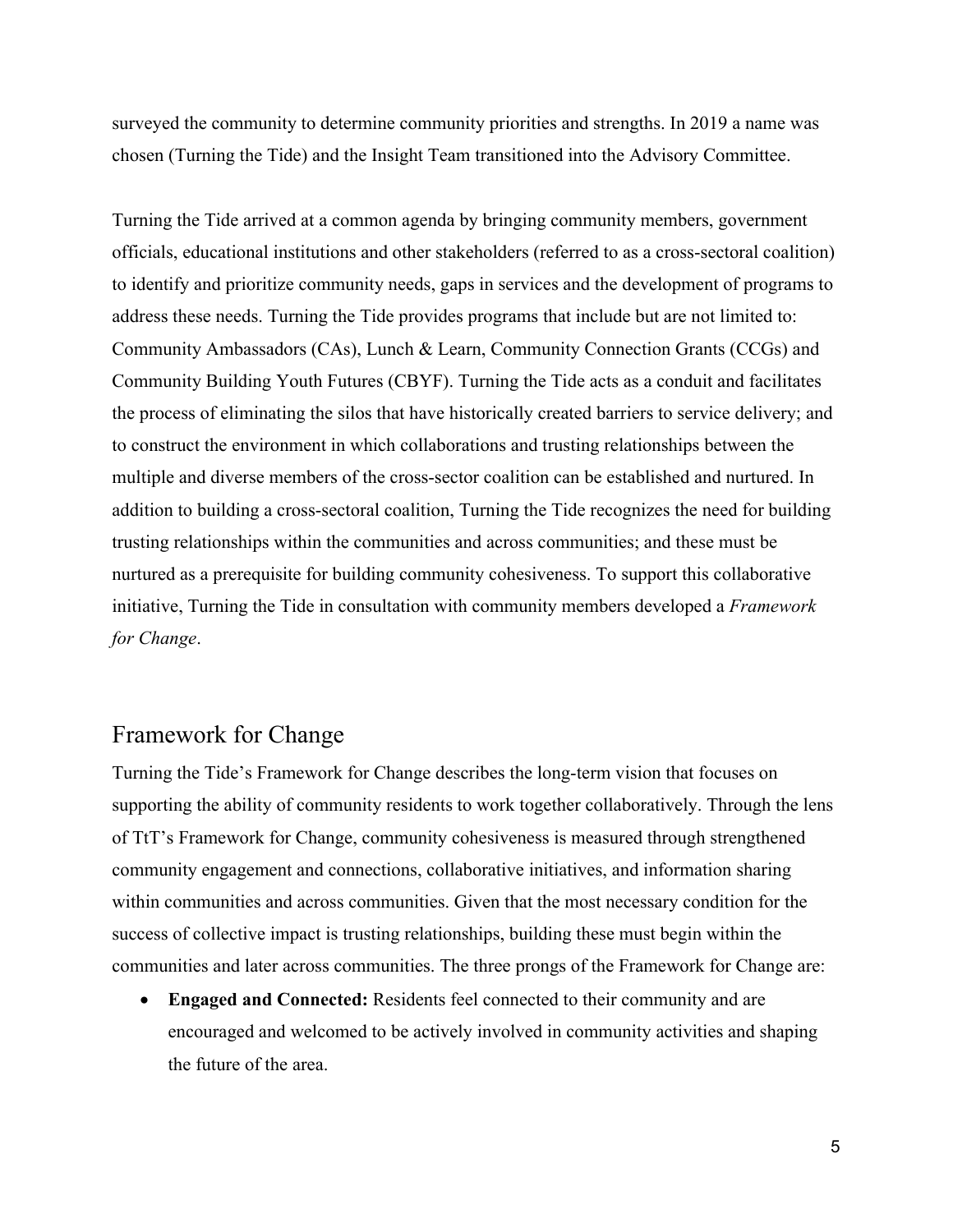surveyed the community to determine community priorities and strengths. In 2019 a name was chosen (Turning the Tide) and the Insight Team transitioned into the Advisory Committee.

Turning the Tide arrived at a common agenda by bringing community members, government officials, educational institutions and other stakeholders (referred to as a cross-sectoral coalition) to identify and prioritize community needs, gaps in services and the development of programs to address these needs. Turning the Tide provides programs that include but are not limited to: Community Ambassadors (CAs), Lunch & Learn, Community Connection Grants (CCGs) and Community Building Youth Futures (CBYF). Turning the Tide acts as a conduit and facilitates the process of eliminating the silos that have historically created barriers to service delivery; and to construct the environment in which collaborations and trusting relationships between the multiple and diverse members of the cross-sector coalition can be established and nurtured. In addition to building a cross-sectoral coalition, Turning the Tide recognizes the need for building trusting relationships within the communities and across communities; and these must be nurtured as a prerequisite for building community cohesiveness. To support this collaborative initiative, Turning the Tide in consultation with community members developed a *Framework for Change*.

## Framework for Change

Turning the Tide's Framework for Change describes the long-term vision that focuses on supporting the ability of community residents to work together collaboratively. Through the lens of TtT's Framework for Change, community cohesiveness is measured through strengthened community engagement and connections, collaborative initiatives, and information sharing within communities and across communities. Given that the most necessary condition for the success of collective impact is trusting relationships, building these must begin within the communities and later across communities. The three prongs of the Framework for Change are:

- **Engaged and Connected:** Residents feel connected to their community and are encouraged and welcomed to be actively involved in community activities and shaping the future of the area.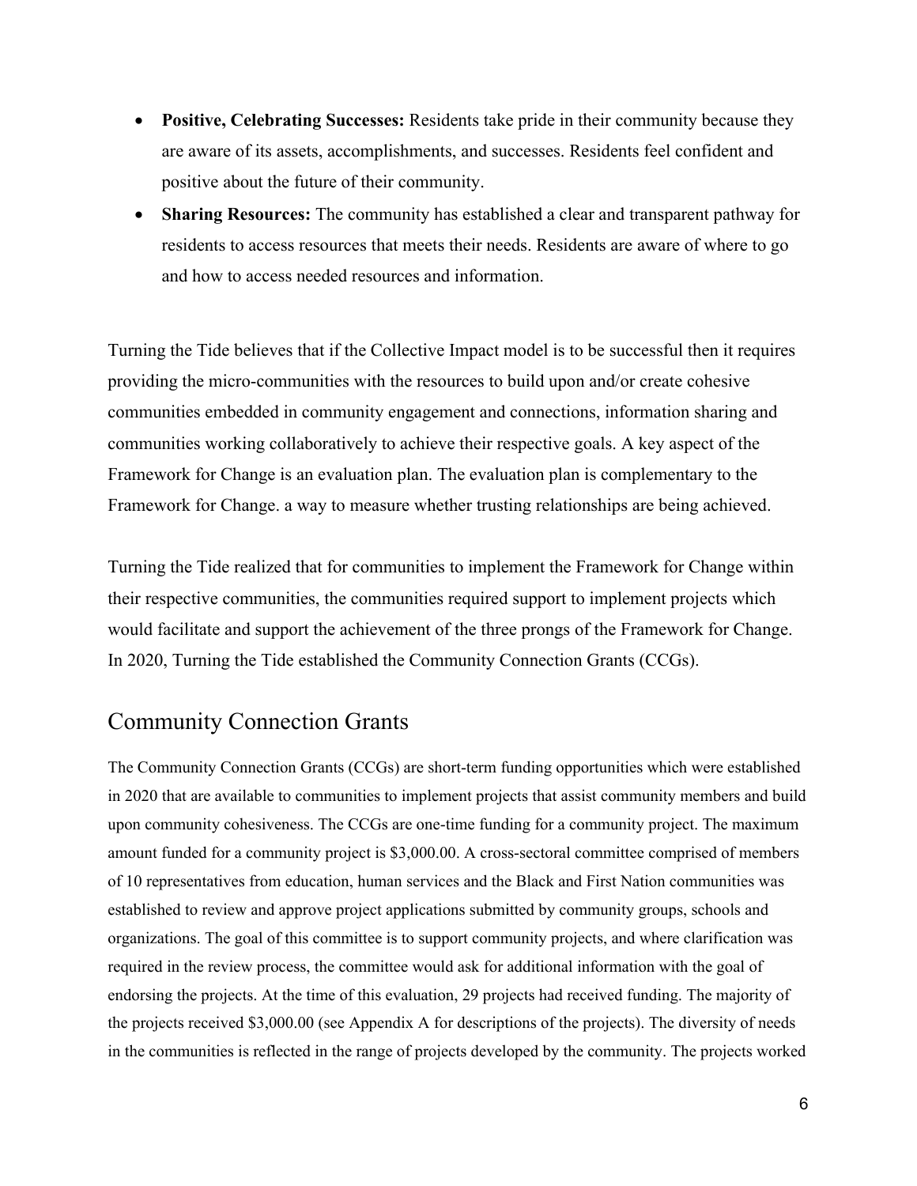- **Positive, Celebrating Successes:** Residents take pride in their community because they are aware of its assets, accomplishments, and successes. Residents feel confident and positive about the future of their community.
- **Sharing Resources:** The community has established a clear and transparent pathway for residents to access resources that meets their needs. Residents are aware of where to go and how to access needed resources and information.

Turning the Tide believes that if the Collective Impact model is to be successful then it requires providing the micro-communities with the resources to build upon and/or create cohesive communities embedded in community engagement and connections, information sharing and communities working collaboratively to achieve their respective goals. A key aspect of the Framework for Change is an evaluation plan. The evaluation plan is complementary to the Framework for Change. a way to measure whether trusting relationships are being achieved.

Turning the Tide realized that for communities to implement the Framework for Change within their respective communities, the communities required support to implement projects which would facilitate and support the achievement of the three prongs of the Framework for Change. In 2020, Turning the Tide established the Community Connection Grants (CCGs).

## Community Connection Grants

The Community Connection Grants (CCGs) are short-term funding opportunities which were established in 2020 that are available to communities to implement projects that assist community members and build upon community cohesiveness. The CCGs are one-time funding for a community project. The maximum amount funded for a community project is $3,000.00. A cross-sectoral committee comprised of members of 10 representatives from education, human services and the Black and First Nation communities was established to review and approve project applications submitted by community groups, schools and organizations. The goal of this committee is to support community projects, and where clarification was required in the review process, the committee would ask for additional information with the goal of endorsing the projects. At the time of this evaluation, 29 projects had received funding. The majority of the projects received $3,000.00 (see Appendix A for descriptions of the projects). The diversity of needs in the communities is reflected in the range of projects developed by the community. The projects worked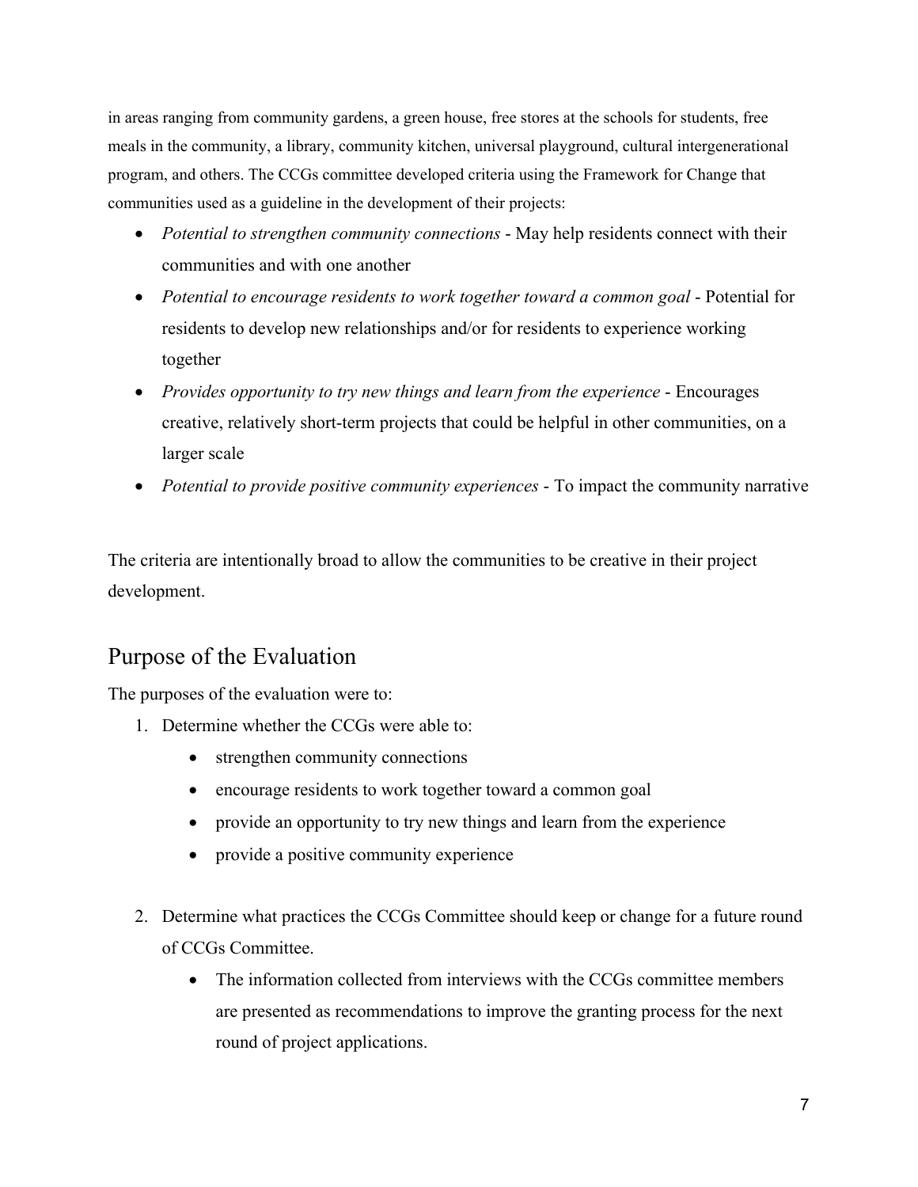in areas ranging from community gardens, a green house, free stores at the schools for students, free meals in the community, a library, community kitchen, universal playground, cultural intergenerational program, and others. The CCGs committee developed criteria using the Framework for Change that communities used as a guideline in the development of their projects:

- *Potential to strengthen community connections* - May help residents connect with their communities and with one another
- *Potential to encourage residents to work together toward a common goal* - Potential for residents to develop new relationships and/or for residents to experience working together
- *Provides opportunity to try new things and learn from the experience* - Encourages creative, relatively short-term projects that could be helpful in other communities, on a larger scale
- *Potential to provide positive community experiences* - To impact the community narrative

The criteria are intentionally broad to allow the communities to be creative in their project development.

## Purpose of the Evaluation

The purposes of the evaluation were to:

1. Determine whether the CCGs were able to:
    - strengthen community connections
    - encourage residents to work together toward a common goal
    - provide an opportunity to try new things and learn from the experience
    - provide a positive community experience

2. Determine what practices the CCGs Committee should keep or change for a future round of CCGs Committee.
    - The information collected from interviews with the CCGs committee members are presented as recommendations to improve the granting process for the next round of project applications.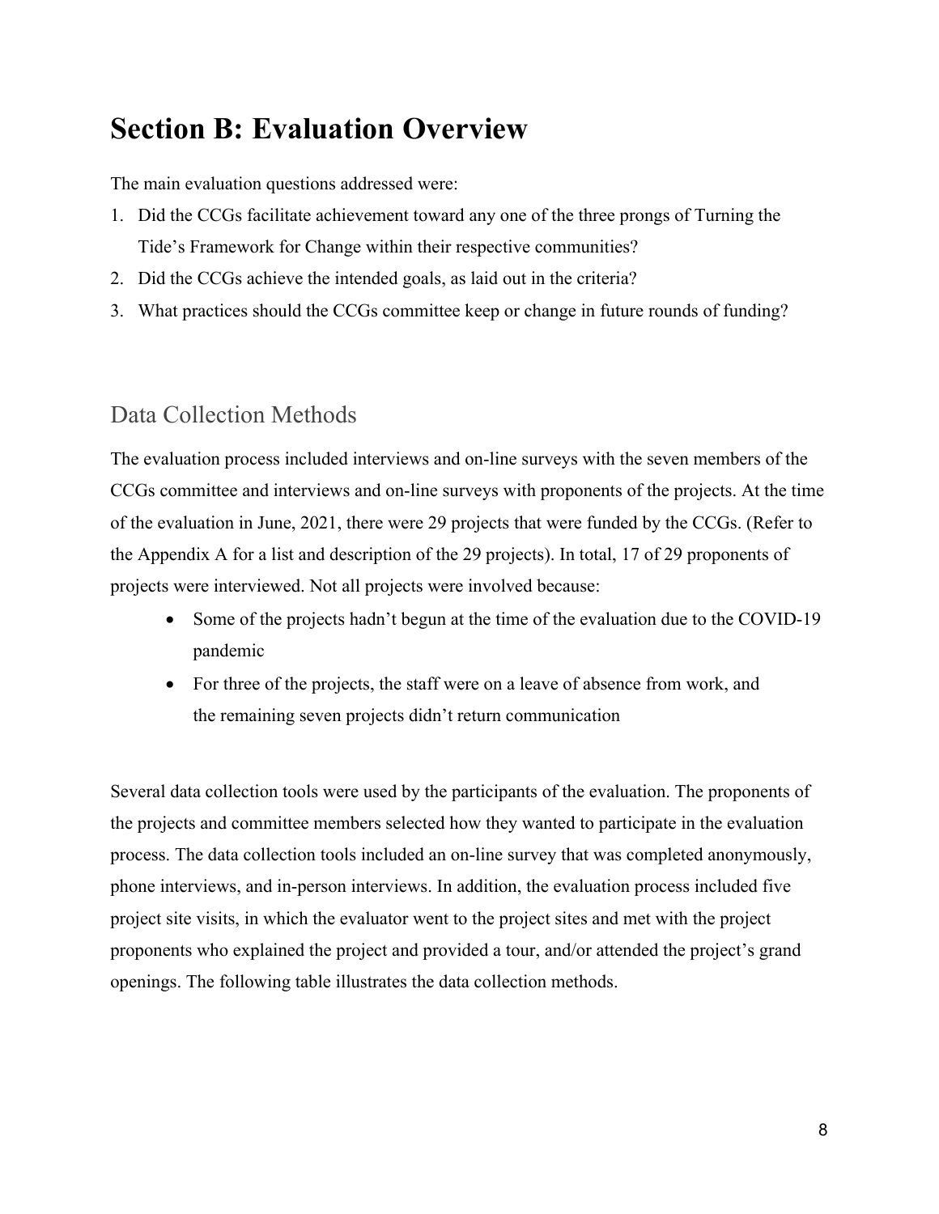# Section B: Evaluation Overview

The main evaluation questions addressed were:

1. Did the CCGs facilitate achievement toward any one of the three prongs of Turning the Tide's Framework for Change within their respective communities?
2. Did the CCGs achieve the intended goals, as laid out in the criteria?
3. What practices should the CCGs committee keep or change in future rounds of funding?

## Data Collection Methods

The evaluation process included interviews and on-line surveys with the seven members of the CCGs committee and interviews and on-line surveys with proponents of the projects. At the time of the evaluation in June, 2021, there were 29 projects that were funded by the CCGs. (Refer to the Appendix A for a list and description of the 29 projects). In total, 17 of 29 proponents of projects were interviewed. Not all projects were involved because:

- Some of the projects hadn't begun at the time of the evaluation due to the COVID-19 pandemic
- For three of the projects, the staff were on a leave of absence from work, and the remaining seven projects didn't return communication

Several data collection tools were used by the participants of the evaluation. The proponents of the projects and committee members selected how they wanted to participate in the evaluation process. The data collection tools included an on-line survey that was completed anonymously, phone interviews, and in-person interviews. In addition, the evaluation process included five project site visits, in which the evaluator went to the project sites and met with the project proponents who explained the project and provided a tour, and/or attended the project's grand openings. The following table illustrates the data collection methods.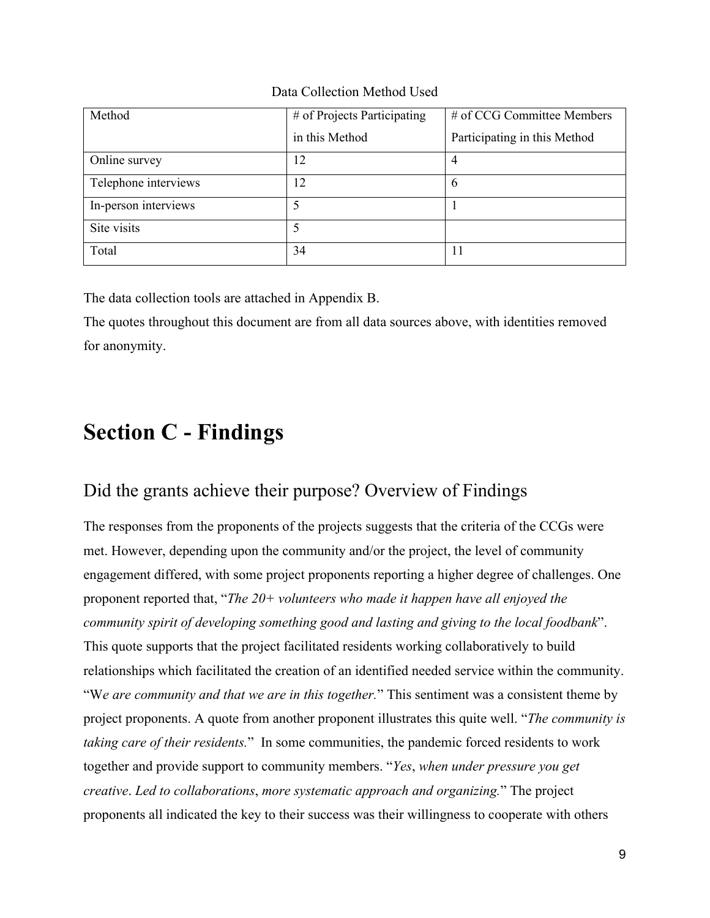Data Collection Method Used

| Method | # of Projects Participating in this Method | # of CCG Committee Members Participating in this Method |
| --- | --- | --- |
| Online survey | 12 | 4 |
| Telephone interviews | 12 | 6 |
| In-person interviews | 5 | 1 |
| Site visits | 5 | |
| Total | 34 | 11 |

The data collection tools are attached in Appendix B.
The quotes throughout this document are from all data sources above, with identities removed for anonymity.

# Section C - Findings

## Did the grants achieve their purpose? Overview of Findings

The responses from the proponents of the projects suggests that the criteria of the CCGs were met. However, depending upon the community and/or the project, the level of community engagement differed, with some project proponents reporting a higher degree of challenges. One proponent reported that, "*The 20+ volunteers who made it happen have all enjoyed the community spirit of developing something good and lasting and giving to the local foodbank*". This quote supports that the project facilitated residents working collaboratively to build relationships which facilitated the creation of an identified needed service within the community. "W*e are community and that we are in this together.*" This sentiment was a consistent theme by project proponents. A quote from another proponent illustrates this quite well. "*The community is taking care of their residents.*" In some communities, the pandemic forced residents to work together and provide support to community members. "*Yes*, *when under pressure you get creative*. *Led to collaborations*, *more systematic approach and organizing.*" The project proponents all indicated the key to their success was their willingness to cooperate with others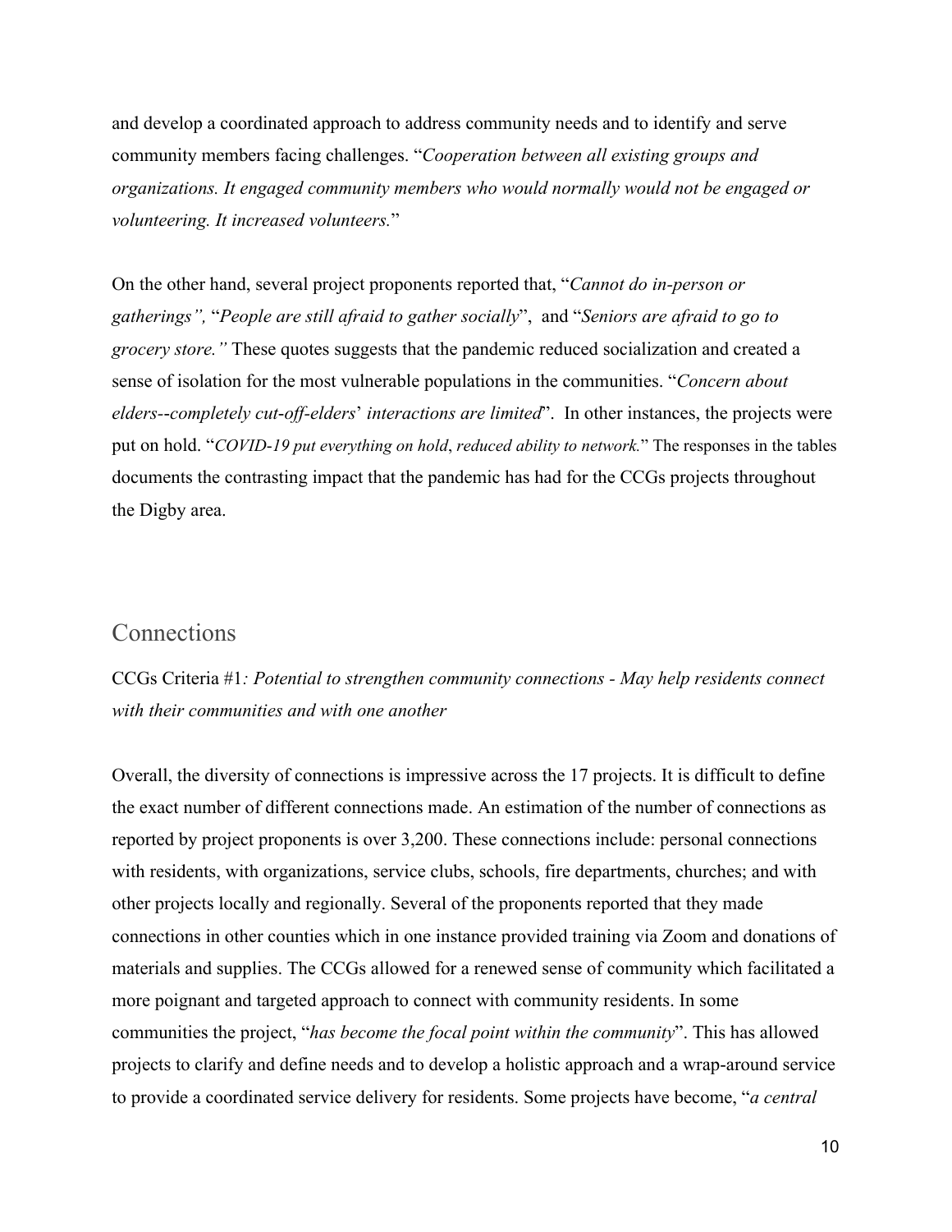and develop a coordinated approach to address community needs and to identify and serve community members facing challenges. "*Cooperation between all existing groups and organizations. It engaged community members who would normally would not be engaged or volunteering. It increased volunteers.*"

On the other hand, several project proponents reported that, "*Cannot do in-person or gatherings",* "*People are still afraid to gather socially*", and "*Seniors are afraid to go to grocery store."* These quotes suggests that the pandemic reduced socialization and created a sense of isolation for the most vulnerable populations in the communities. "*Concern about elders--completely cut-off-elders*' *interactions are limited*". In other instances, the projects were put on hold. "*COVID-19 put everything on hold*, *reduced ability to network.*" The responses in the tables documents the contrasting impact that the pandemic has had for the CCGs projects throughout the Digby area.

## Connections

CCGs Criteria #1*: Potential to strengthen community connections - May help residents connect with their communities and with one another*

Overall, the diversity of connections is impressive across the 17 projects. It is difficult to define the exact number of different connections made. An estimation of the number of connections as reported by project proponents is over 3,200. These connections include: personal connections with residents, with organizations, service clubs, schools, fire departments, churches; and with other projects locally and regionally. Several of the proponents reported that they made connections in other counties which in one instance provided training via Zoom and donations of materials and supplies. The CCGs allowed for a renewed sense of community which facilitated a more poignant and targeted approach to connect with community residents. In some communities the project, "*has become the focal point within the community*". This has allowed projects to clarify and define needs and to develop a holistic approach and a wrap-around service to provide a coordinated service delivery for residents. Some projects have become, "*a central*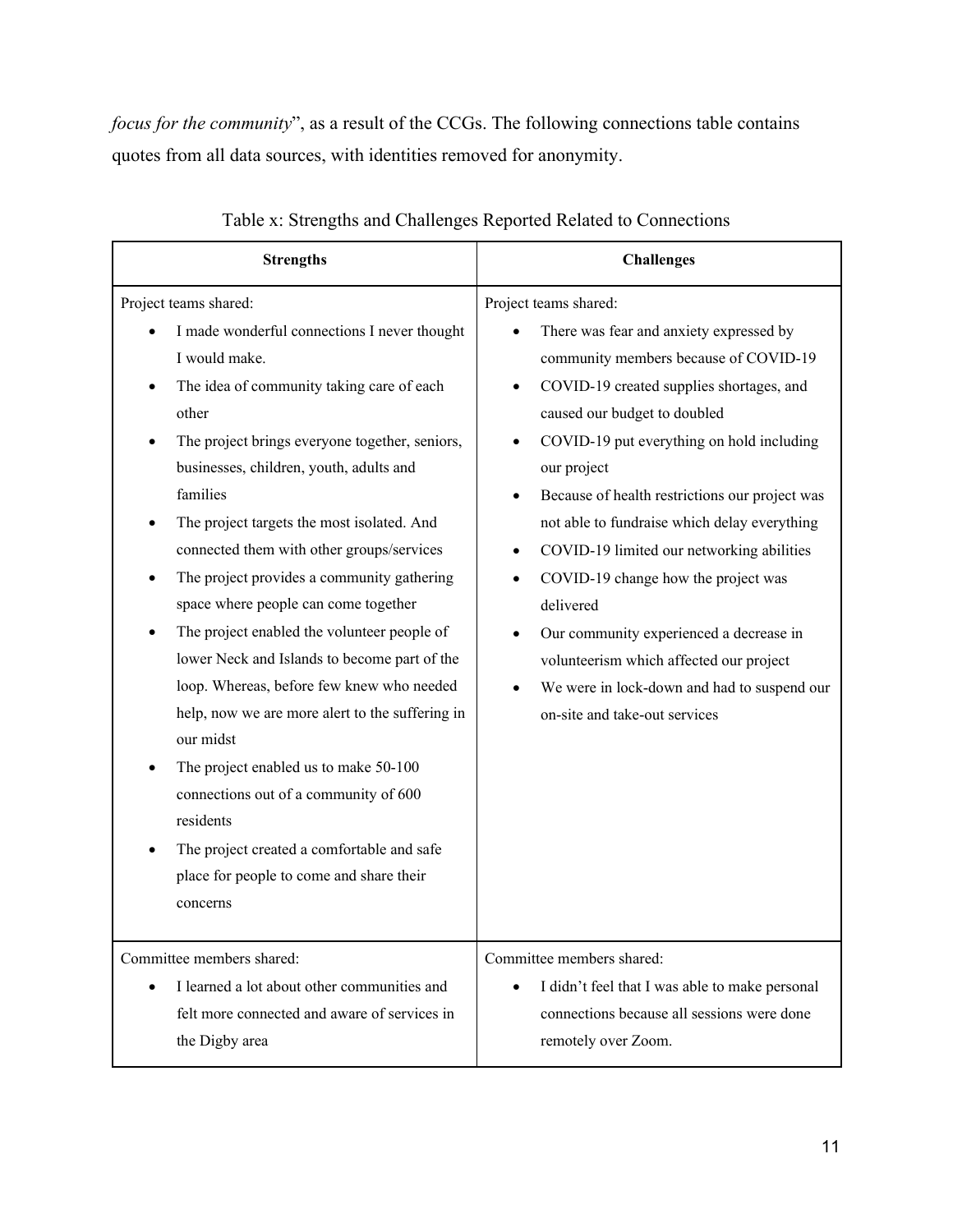*focus for the community*", as a result of the CCGs. The following connections table contains quotes from all data sources, with identities removed for anonymity.

Table x: Strengths and Challenges Reported Related to Connections

| **Strengths** | **Challenges** |
|---|---|
| Project teams shared:<br>• I made wonderful connections I never thought I would make.<br>• The idea of community taking care of each other<br>• The project brings everyone together, seniors, businesses, children, youth, adults and families<br>• The project targets the most isolated. And connected them with other groups/services<br>• The project provides a community gathering space where people can come together<br>• The project enabled the volunteer people of lower Neck and Islands to become part of the loop. Whereas, before few knew who needed help, now we are more alert to the suffering in our midst<br>• The project enabled us to make 50-100 connections out of a community of 600 residents<br>• The project created a comfortable and safe place for people to come and share their concerns | Project teams shared:<br>• There was fear and anxiety expressed by community members because of COVID-19<br>• COVID-19 created supplies shortages, and caused our budget to doubled<br>• COVID-19 put everything on hold including our project<br>• Because of health restrictions our project was not able to fundraise which delay everything<br>• COVID-19 limited our networking abilities<br>• COVID-19 change how the project was delivered<br>• Our community experienced a decrease in volunteerism which affected our project<br>• We were in lock-down and had to suspend our on-site and take-out services |
| Committee members shared:<br>• I learned a lot about other communities and felt more connected and aware of services in the Digby area | Committee members shared:<br>• I didn't feel that I was able to make personal connections because all sessions were done remotely over Zoom. |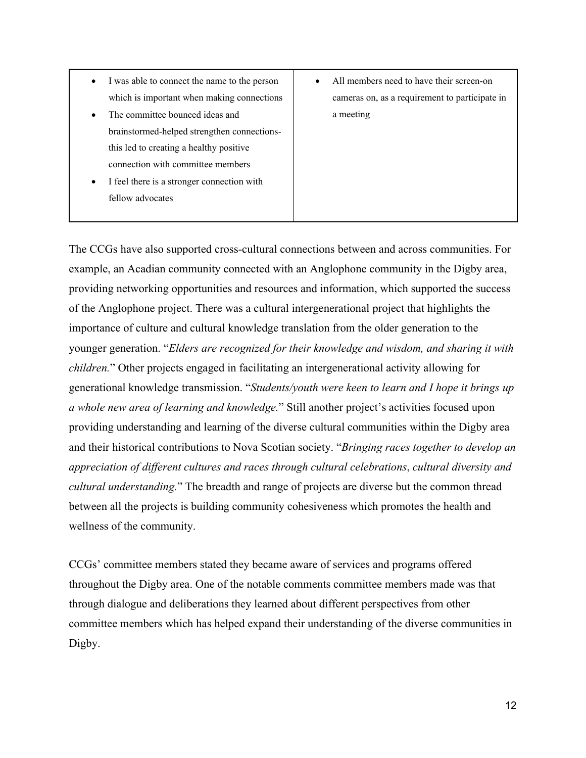| | |
|---|---|
| • I was able to connect the name to the person which is important when making connections<br>• The committee bounced ideas and brainstormed-helped strengthen connections-this led to creating a healthy positive connection with committee members<br>• I feel there is a stronger connection with fellow advocates | • All members need to have their screen-on cameras on, as a requirement to participate in a meeting |

The CCGs have also supported cross-cultural connections between and across communities. For example, an Acadian community connected with an Anglophone community in the Digby area, providing networking opportunities and resources and information, which supported the success of the Anglophone project. There was a cultural intergenerational project that highlights the importance of culture and cultural knowledge translation from the older generation to the younger generation. "*Elders are recognized for their knowledge and wisdom, and sharing it with children.*" Other projects engaged in facilitating an intergenerational activity allowing for generational knowledge transmission. "*Students/youth were keen to learn and I hope it brings up a whole new area of learning and knowledge.*" Still another project's activities focused upon providing understanding and learning of the diverse cultural communities within the Digby area and their historical contributions to Nova Scotian society. "*Bringing races together to develop an appreciation of different cultures and races through cultural celebrations*, *cultural diversity and cultural understanding.*" The breadth and range of projects are diverse but the common thread between all the projects is building community cohesiveness which promotes the health and wellness of the community.

CCGs' committee members stated they became aware of services and programs offered throughout the Digby area. One of the notable comments committee members made was that through dialogue and deliberations they learned about different perspectives from other committee members which has helped expand their understanding of the diverse communities in Digby.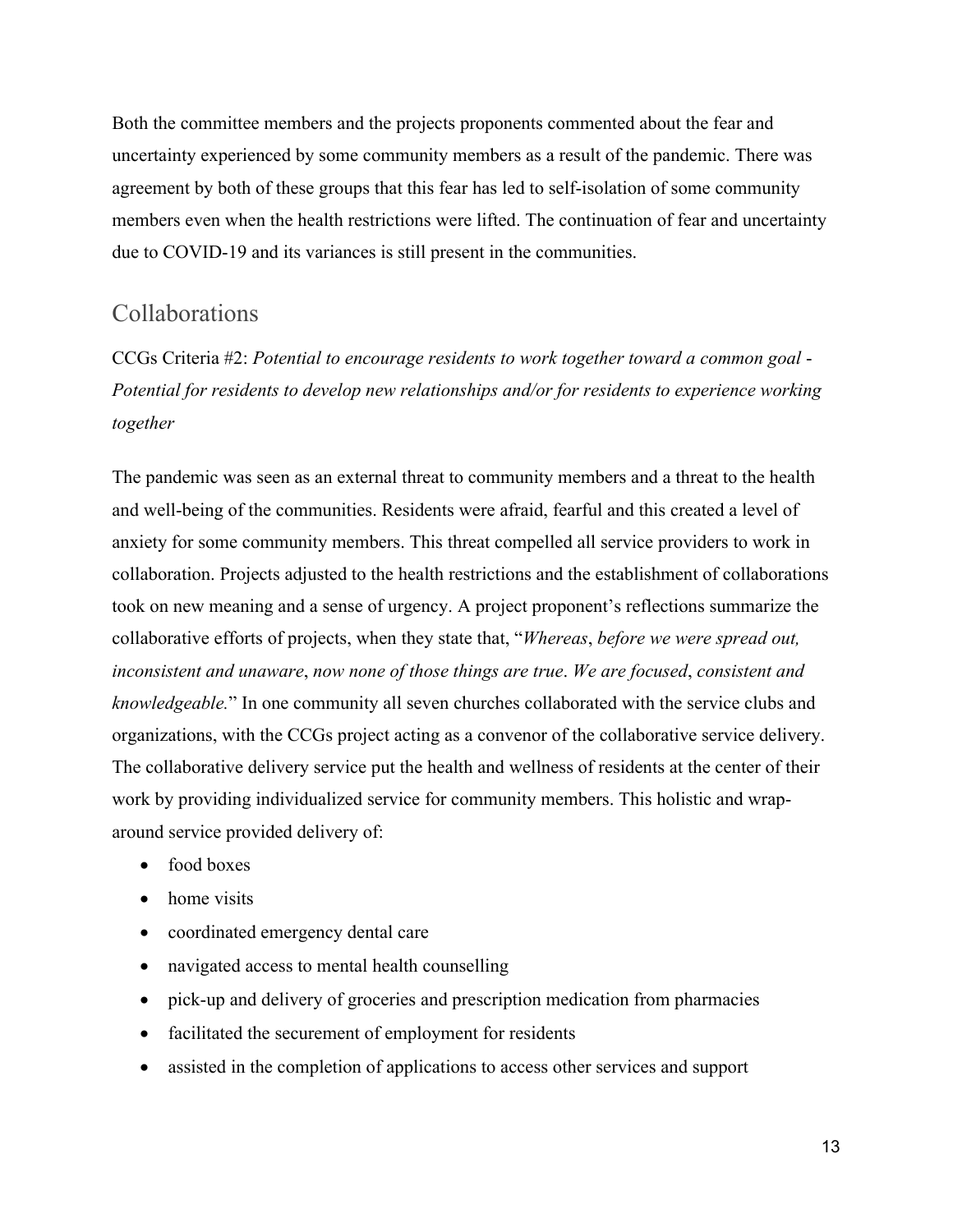Both the committee members and the projects proponents commented about the fear and uncertainty experienced by some community members as a result of the pandemic. There was agreement by both of these groups that this fear has led to self-isolation of some community members even when the health restrictions were lifted. The continuation of fear and uncertainty due to COVID-19 and its variances is still present in the communities.

## Collaborations

CCGs Criteria #2: *Potential to encourage residents to work together toward a common goal - Potential for residents to develop new relationships and/or for residents to experience working together*

The pandemic was seen as an external threat to community members and a threat to the health and well-being of the communities. Residents were afraid, fearful and this created a level of anxiety for some community members. This threat compelled all service providers to work in collaboration. Projects adjusted to the health restrictions and the establishment of collaborations took on new meaning and a sense of urgency. A project proponent's reflections summarize the collaborative efforts of projects, when they state that, "*Whereas*, *before we were spread out, inconsistent and unaware*, *now none of those things are true*. *We are focused*, *consistent and knowledgeable.*" In one community all seven churches collaborated with the service clubs and organizations, with the CCGs project acting as a convenor of the collaborative service delivery. The collaborative delivery service put the health and wellness of residents at the center of their work by providing individualized service for community members. This holistic and wrap-around service provided delivery of:

- food boxes
- home visits
- coordinated emergency dental care
- navigated access to mental health counselling
- pick-up and delivery of groceries and prescription medication from pharmacies
- facilitated the securement of employment for residents
- assisted in the completion of applications to access other services and support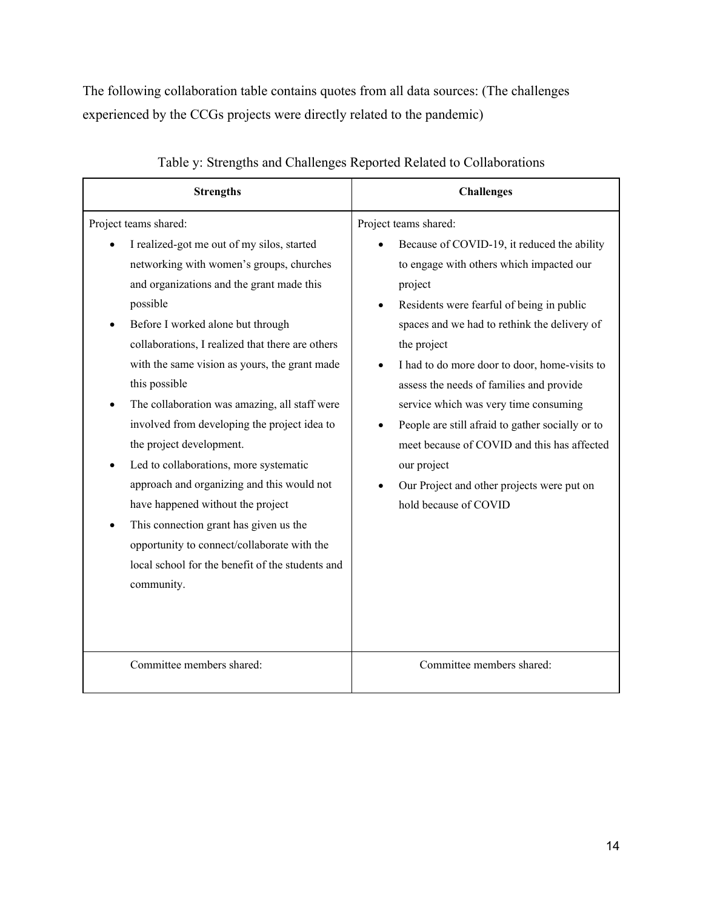The following collaboration table contains quotes from all data sources: (The challenges experienced by the CCGs projects were directly related to the pandemic)

Table y: Strengths and Challenges Reported Related to Collaborations

| Strengths | Challenges |
|---|---|
| Project teams shared:<br>• I realized-got me out of my silos, started networking with women's groups, churches and organizations and the grant made this possible<br>• Before I worked alone but through collaborations, I realized that there are others with the same vision as yours, the grant made this possible<br>• The collaboration was amazing, all staff were involved from developing the project idea to the project development.<br>• Led to collaborations, more systematic approach and organizing and this would not have happened without the project<br>• This connection grant has given us the opportunity to connect/collaborate with the local school for the benefit of the students and community. | Project teams shared:<br>• Because of COVID-19, it reduced the ability to engage with others which impacted our project<br>• Residents were fearful of being in public spaces and we had to rethink the delivery of the project<br>• I had to do more door to door, home-visits to assess the needs of families and provide service which was very time consuming<br>• People are still afraid to gather socially or to meet because of COVID and this has affected our project<br>• Our Project and other projects were put on hold because of COVID |
| Committee members shared: | Committee members shared: |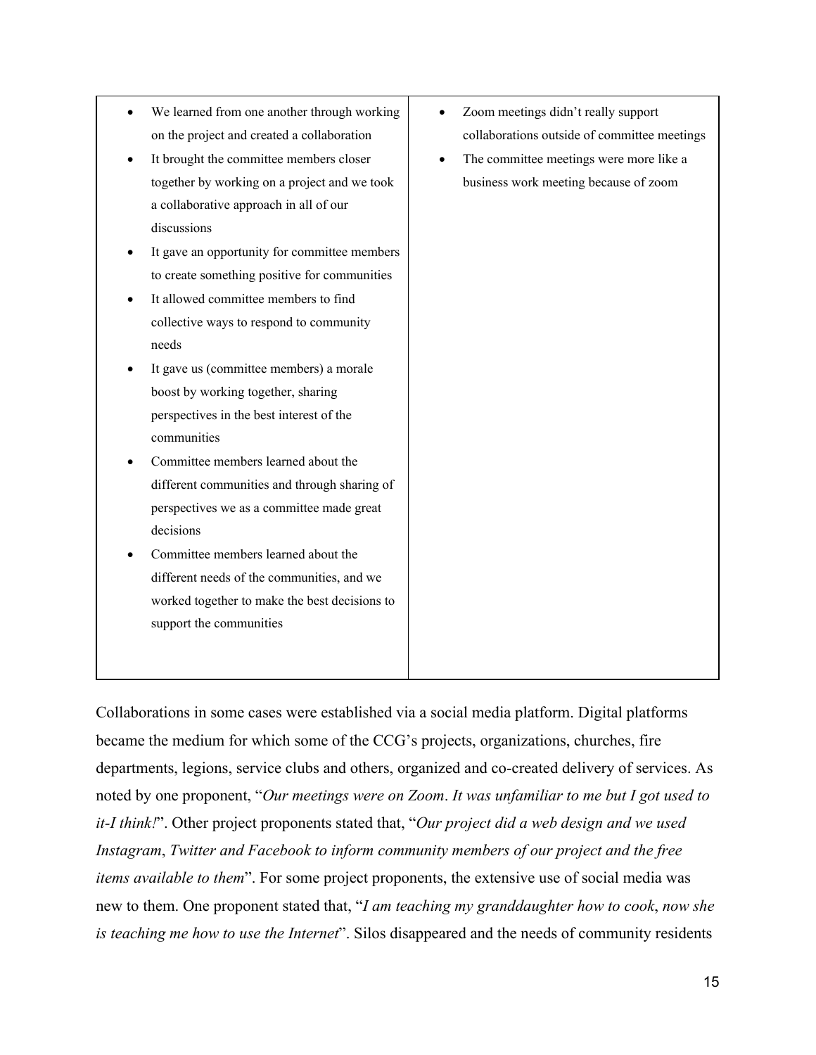| | |
|---|---|
| • We learned from one another through working on the project and created a collaboration<br>• It brought the committee members closer together by working on a project and we took a collaborative approach in all of our discussions<br>• It gave an opportunity for committee members to create something positive for communities<br>• It allowed committee members to find collective ways to respond to community needs<br>• It gave us (committee members) a morale boost by working together, sharing perspectives in the best interest of the communities<br>• Committee members learned about the different communities and through sharing of perspectives we as a committee made great decisions<br>• Committee members learned about the different needs of the communities, and we worked together to make the best decisions to support the communities | • Zoom meetings didn't really support collaborations outside of committee meetings<br>• The committee meetings were more like a business work meeting because of zoom |

Collaborations in some cases were established via a social media platform. Digital platforms became the medium for which some of the CCG's projects, organizations, churches, fire departments, legions, service clubs and others, organized and co-created delivery of services. As noted by one proponent, "*Our meetings were on Zoom*. *It was unfamiliar to me but I got used to it-I think!*". Other project proponents stated that, "*Our project did a web design and we used Instagram*, *Twitter and Facebook to inform community members of our project and the free items available to them*". For some project proponents, the extensive use of social media was new to them. One proponent stated that, "*I am teaching my granddaughter how to cook*, *now she is teaching me how to use the Internet*". Silos disappeared and the needs of community residents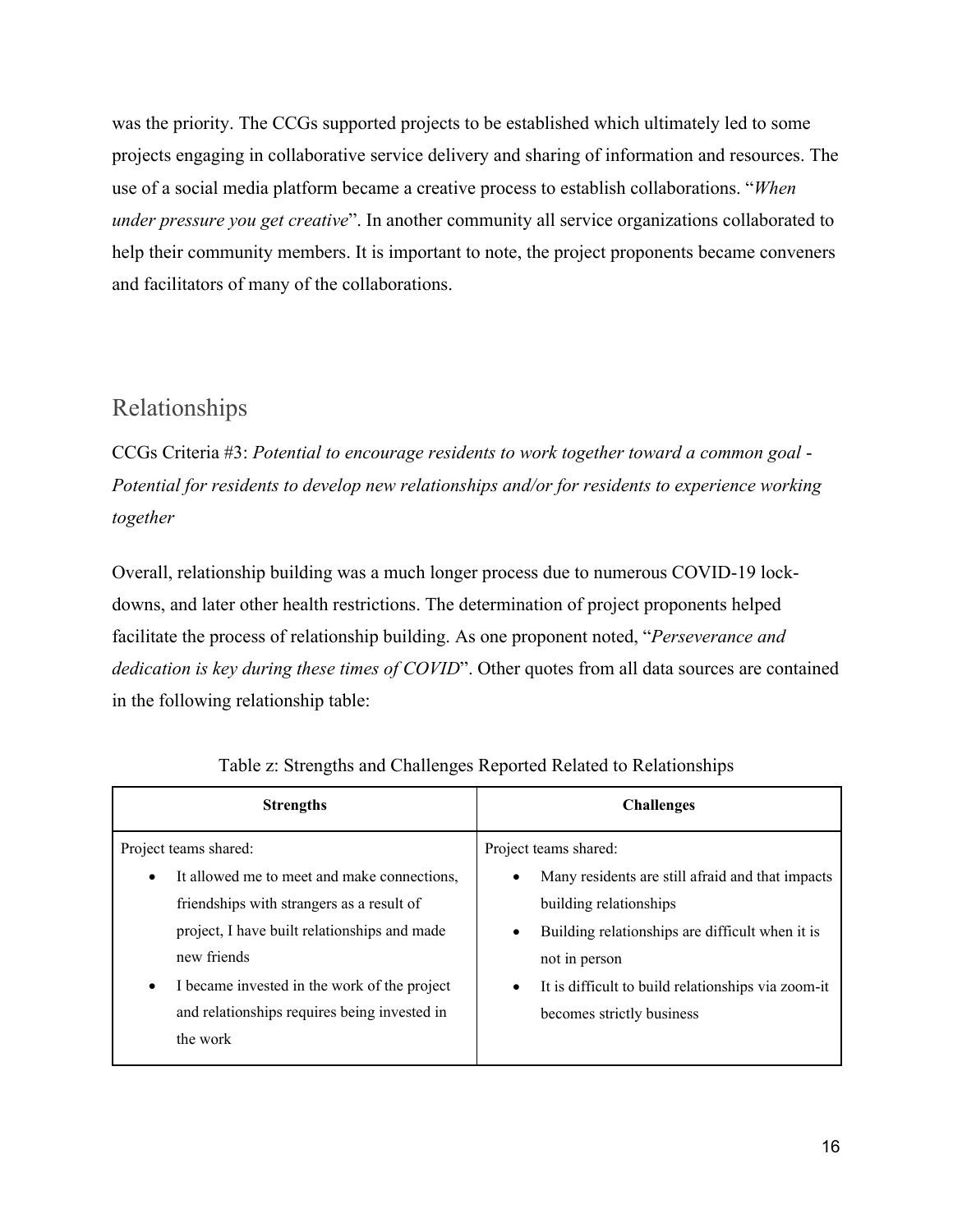was the priority. The CCGs supported projects to be established which ultimately led to some projects engaging in collaborative service delivery and sharing of information and resources. The use of a social media platform became a creative process to establish collaborations. "*When under pressure you get creative*". In another community all service organizations collaborated to help their community members. It is important to note, the project proponents became conveners and facilitators of many of the collaborations.

## Relationships

CCGs Criteria #3: *Potential to encourage residents to work together toward a common goal - Potential for residents to develop new relationships and/or for residents to experience working together*

Overall, relationship building was a much longer process due to numerous COVID-19 lock-downs, and later other health restrictions. The determination of project proponents helped facilitate the process of relationship building. As one proponent noted, "*Perseverance and dedication is key during these times of COVID*". Other quotes from all data sources are contained in the following relationship table:

Table z: Strengths and Challenges Reported Related to Relationships

| Strengths | Challenges |
|---|---|
| Project teams shared:<br>• It allowed me to meet and make connections, friendships with strangers as a result of project, I have built relationships and made new friends<br>• I became invested in the work of the project and relationships requires being invested in the work | Project teams shared:<br>• Many residents are still afraid and that impacts building relationships<br>• Building relationships are difficult when it is not in person<br>• It is difficult to build relationships via zoom-it becomes strictly business |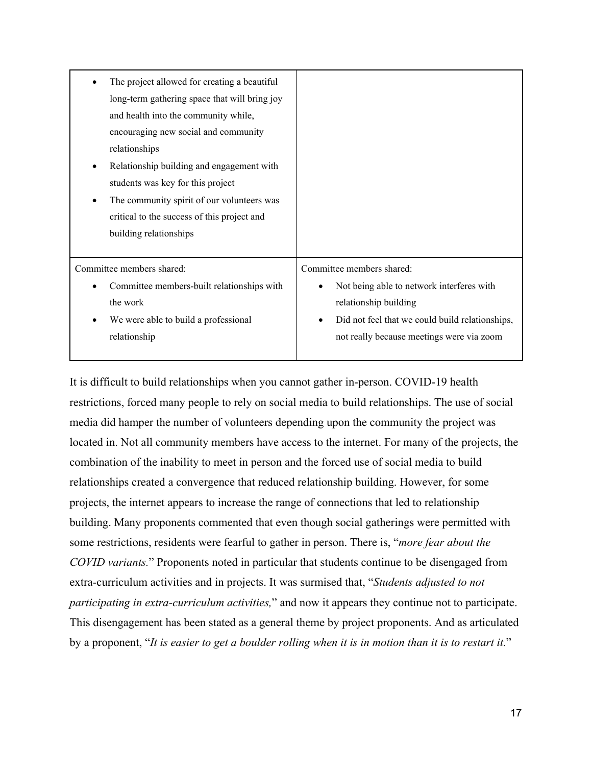| | |
|---|---|
| • The project allowed for creating a beautiful long-term gathering space that will bring joy and health into the community while, encouraging new social and community relationships<br>• Relationship building and engagement with students was key for this project<br>• The community spirit of our volunteers was critical to the success of this project and building relationships | |
| Committee members shared:<br>• Committee members-built relationships with the work<br>• We were able to build a professional relationship | Committee members shared:<br>• Not being able to network interferes with relationship building<br>• Did not feel that we could build relationships, not really because meetings were via zoom |

It is difficult to build relationships when you cannot gather in-person. COVID-19 health restrictions, forced many people to rely on social media to build relationships. The use of social media did hamper the number of volunteers depending upon the community the project was located in. Not all community members have access to the internet. For many of the projects, the combination of the inability to meet in person and the forced use of social media to build relationships created a convergence that reduced relationship building. However, for some projects, the internet appears to increase the range of connections that led to relationship building. Many proponents commented that even though social gatherings were permitted with some restrictions, residents were fearful to gather in person. There is, "*more fear about the COVID variants.*" Proponents noted in particular that students continue to be disengaged from extra-curriculum activities and in projects. It was surmised that, "*Students adjusted to not participating in extra-curriculum activities,*" and now it appears they continue not to participate. This disengagement has been stated as a general theme by project proponents. And as articulated by a proponent, "*It is easier to get a boulder rolling when it is in motion than it is to restart it.*"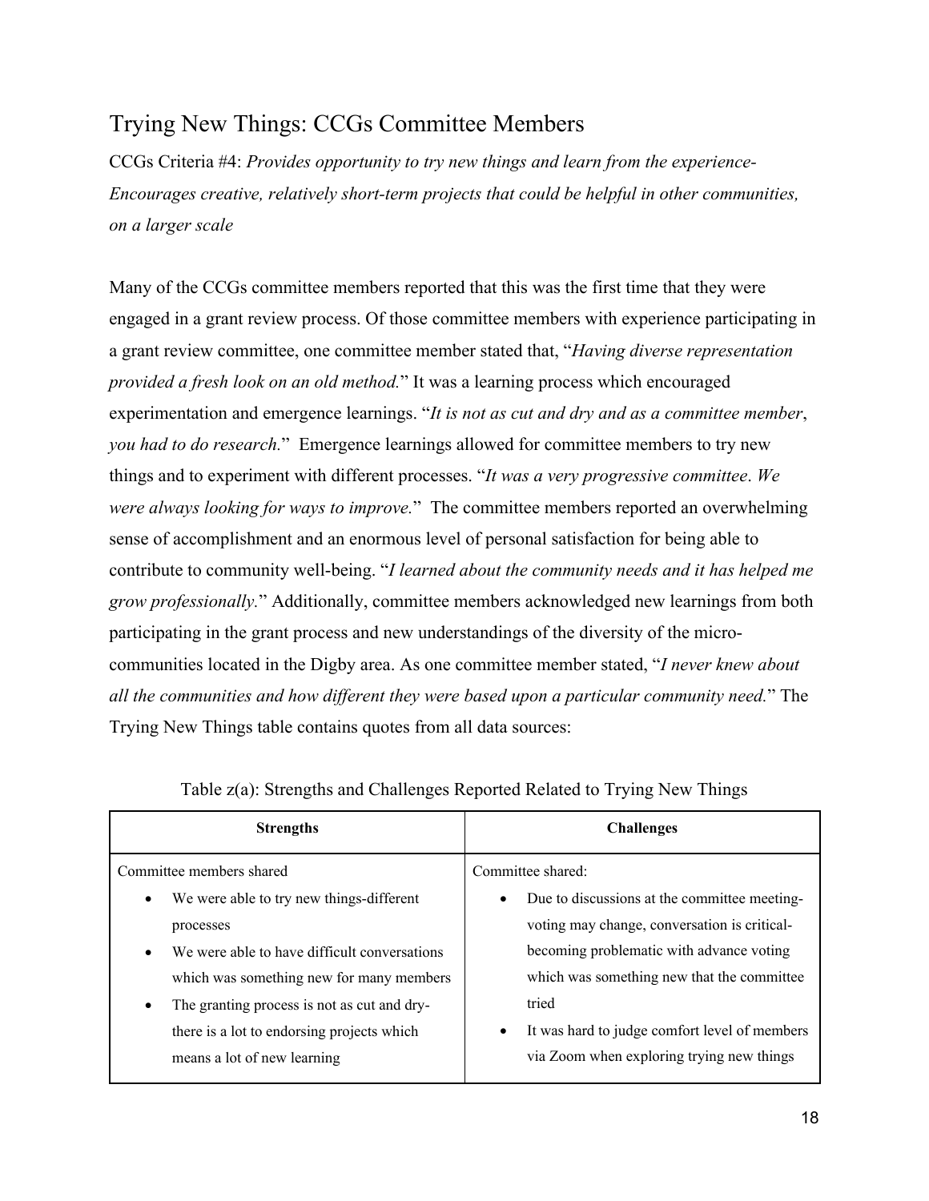## Trying New Things: CCGs Committee Members

CCGs Criteria #4: *Provides opportunity to try new things and learn from the experience-Encourages creative, relatively short-term projects that could be helpful in other communities, on a larger scale*

Many of the CCGs committee members reported that this was the first time that they were engaged in a grant review process. Of those committee members with experience participating in a grant review committee, one committee member stated that, "*Having diverse representation provided a fresh look on an old method.*" It was a learning process which encouraged experimentation and emergence learnings. "*It is not as cut and dry and as a committee member*, *you had to do research.*" Emergence learnings allowed for committee members to try new things and to experiment with different processes. "*It was a very progressive committee*. *We were always looking for ways to improve.*" The committee members reported an overwhelming sense of accomplishment and an enormous level of personal satisfaction for being able to contribute to community well-being. "*I learned about the community needs and it has helped me grow professionally.*" Additionally, committee members acknowledged new learnings from both participating in the grant process and new understandings of the diversity of the micro-communities located in the Digby area. As one committee member stated, "*I never knew about all the communities and how different they were based upon a particular community need.*" The Trying New Things table contains quotes from all data sources:

Table z(a): Strengths and Challenges Reported Related to Trying New Things

| Strengths | Challenges |
|---|---|
| Committee members shared<br>• We were able to try new things-different processes<br>• We were able to have difficult conversations which was something new for many members<br>• The granting process is not as cut and dry-there is a lot to endorsing projects which means a lot of new learning | Committee shared:<br>• Due to discussions at the committee meeting-voting may change, conversation is critical-becoming problematic with advance voting which was something new that the committee tried<br>• It was hard to judge comfort level of members via Zoom when exploring trying new things |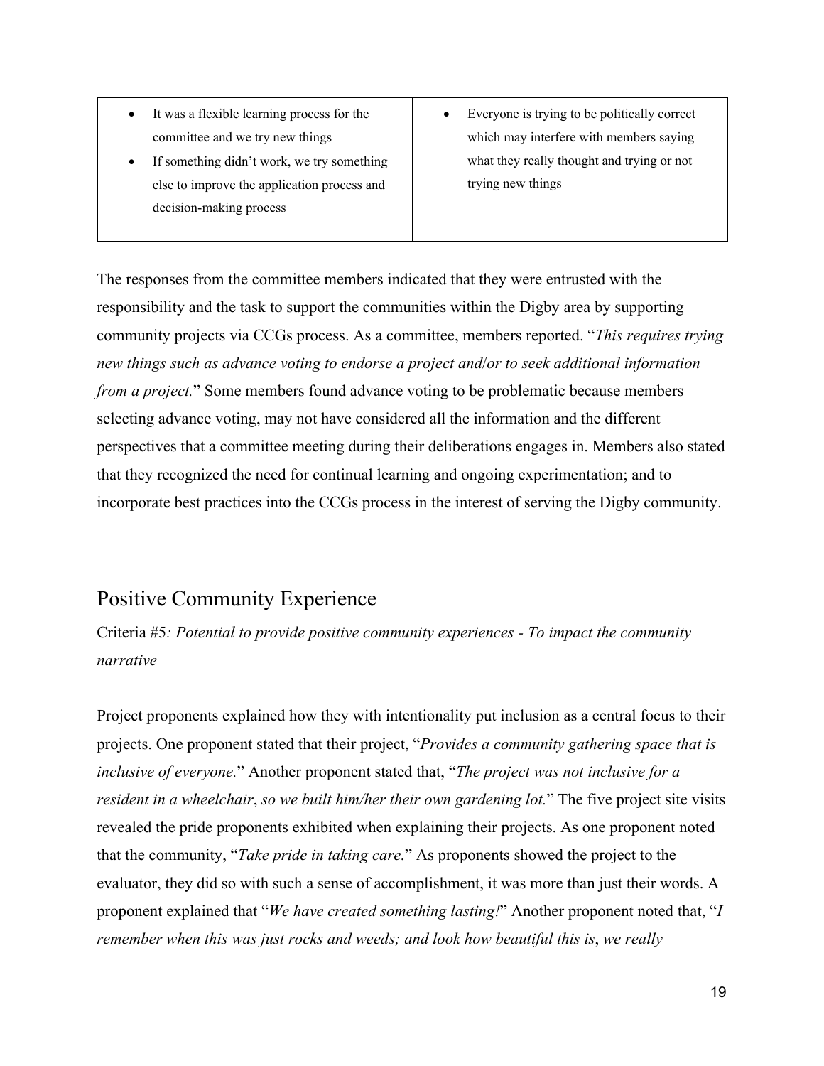| • It was a flexible learning process for the committee and we try new things<br>• If something didn't work, we try something else to improve the application process and decision-making process | • Everyone is trying to be politically correct which may interfere with members saying what they really thought and trying or not trying new things |
|---|---|

The responses from the committee members indicated that they were entrusted with the responsibility and the task to support the communities within the Digby area by supporting community projects via CCGs process. As a committee, members reported. "*This requires trying new things such as advance voting to endorse a project and/or to seek additional information from a project.*" Some members found advance voting to be problematic because members selecting advance voting, may not have considered all the information and the different perspectives that a committee meeting during their deliberations engages in. Members also stated that they recognized the need for continual learning and ongoing experimentation; and to incorporate best practices into the CCGs process in the interest of serving the Digby community.

## Positive Community Experience

Criteria #5*: Potential to provide positive community experiences - To impact the community narrative*

Project proponents explained how they with intentionality put inclusion as a central focus to their projects. One proponent stated that their project, "*Provides a community gathering space that is inclusive of everyone.*" Another proponent stated that, "*The project was not inclusive for a resident in a wheelchair*, *so we built him/her their own gardening lot.*" The five project site visits revealed the pride proponents exhibited when explaining their projects. As one proponent noted that the community, "*Take pride in taking care.*" As proponents showed the project to the evaluator, they did so with such a sense of accomplishment, it was more than just their words. A proponent explained that "*We have created something lasting!*" Another proponent noted that, "*I remember when this was just rocks and weeds; and look how beautiful this is*, *we really*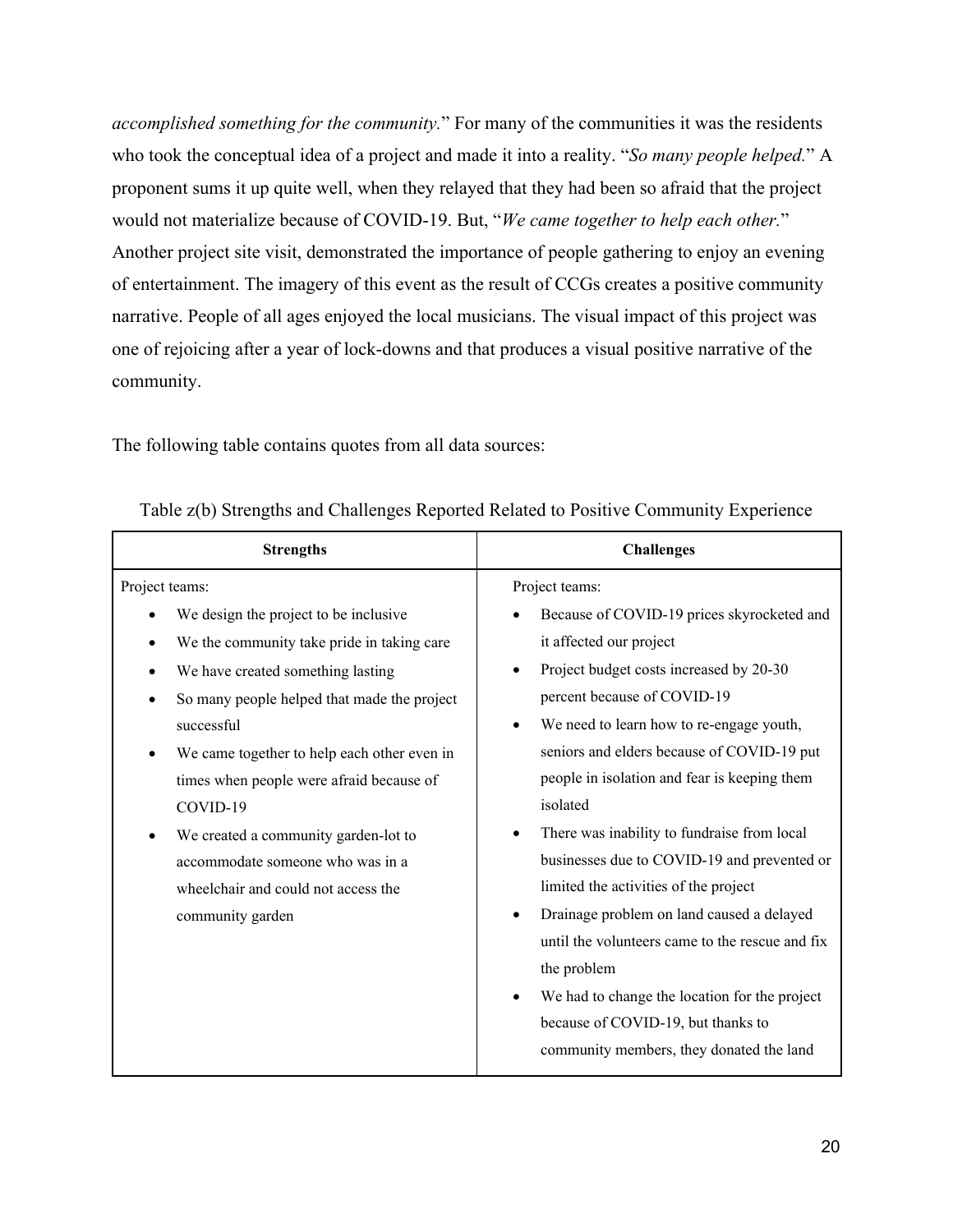*accomplished something for the community.*" For many of the communities it was the residents who took the conceptual idea of a project and made it into a reality. "*So many people helped.*" A proponent sums it up quite well, when they relayed that they had been so afraid that the project would not materialize because of COVID-19. But, "*We came together to help each other.*" Another project site visit, demonstrated the importance of people gathering to enjoy an evening of entertainment. The imagery of this event as the result of CCGs creates a positive community narrative. People of all ages enjoyed the local musicians. The visual impact of this project was one of rejoicing after a year of lock-downs and that produces a visual positive narrative of the community.

The following table contains quotes from all data sources:

Table z(b) Strengths and Challenges Reported Related to Positive Community Experience

| Strengths | Challenges |
|---|---|
| Project teams:<br>• We design the project to be inclusive<br>• We the community take pride in taking care<br>• We have created something lasting<br>• So many people helped that made the project successful<br>• We came together to help each other even in times when people were afraid because of COVID-19<br>• We created a community garden-lot to accommodate someone who was in a wheelchair and could not access the community garden | Project teams:<br>• Because of COVID-19 prices skyrocketed and it affected our project<br>• Project budget costs increased by 20-30 percent because of COVID-19<br>• We need to learn how to re-engage youth, seniors and elders because of COVID-19 put people in isolation and fear is keeping them isolated<br>• There was inability to fundraise from local businesses due to COVID-19 and prevented or limited the activities of the project<br>• Drainage problem on land caused a delayed until the volunteers came to the rescue and fix the problem<br>• We had to change the location for the project because of COVID-19, but thanks to community members, they donated the land |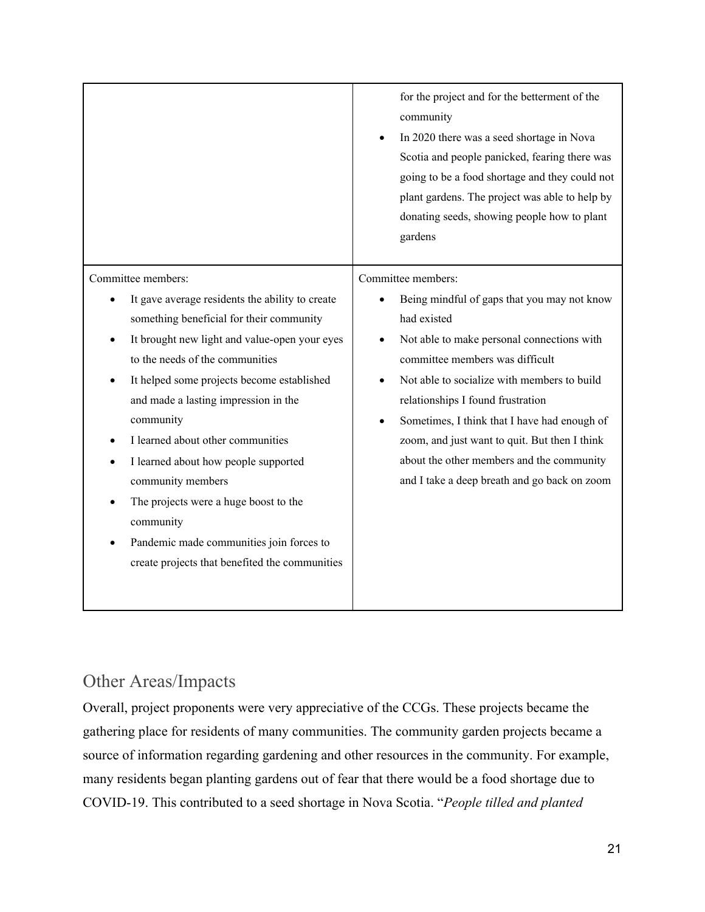| | |
|---|---|
| | <ul><li>for the project and for the betterment of the community</li><li>In 2020 there was a seed shortage in Nova Scotia and people panicked, fearing there was going to be a food shortage and they could not plant gardens. The project was able to help by donating seeds, showing people how to plant gardens</li></ul> |
| Committee members:<ul><li>It gave average residents the ability to create something beneficial for their community</li><li>It brought new light and value-open your eyes to the needs of the communities</li><li>It helped some projects become established and made a lasting impression in the community</li><li>I learned about other communities</li><li>I learned about how people supported community members</li><li>The projects were a huge boost to the community</li><li>Pandemic made communities join forces to create projects that benefited the communities</li></ul> | Committee members:<ul><li>Being mindful of gaps that you may not know had existed</li><li>Not able to make personal connections with committee members was difficult</li><li>Not able to socialize with members to build relationships I found frustration</li><li>Sometimes, I think that I have had enough of zoom, and just want to quit. But then I think about the other members and the community and I take a deep breath and go back on zoom</li></ul> |

## Other Areas/Impacts

Overall, project proponents were very appreciative of the CCGs. These projects became the gathering place for residents of many communities. The community garden projects became a source of information regarding gardening and other resources in the community. For example, many residents began planting gardens out of fear that there would be a food shortage due to COVID-19. This contributed to a seed shortage in Nova Scotia. "*People tilled and planted*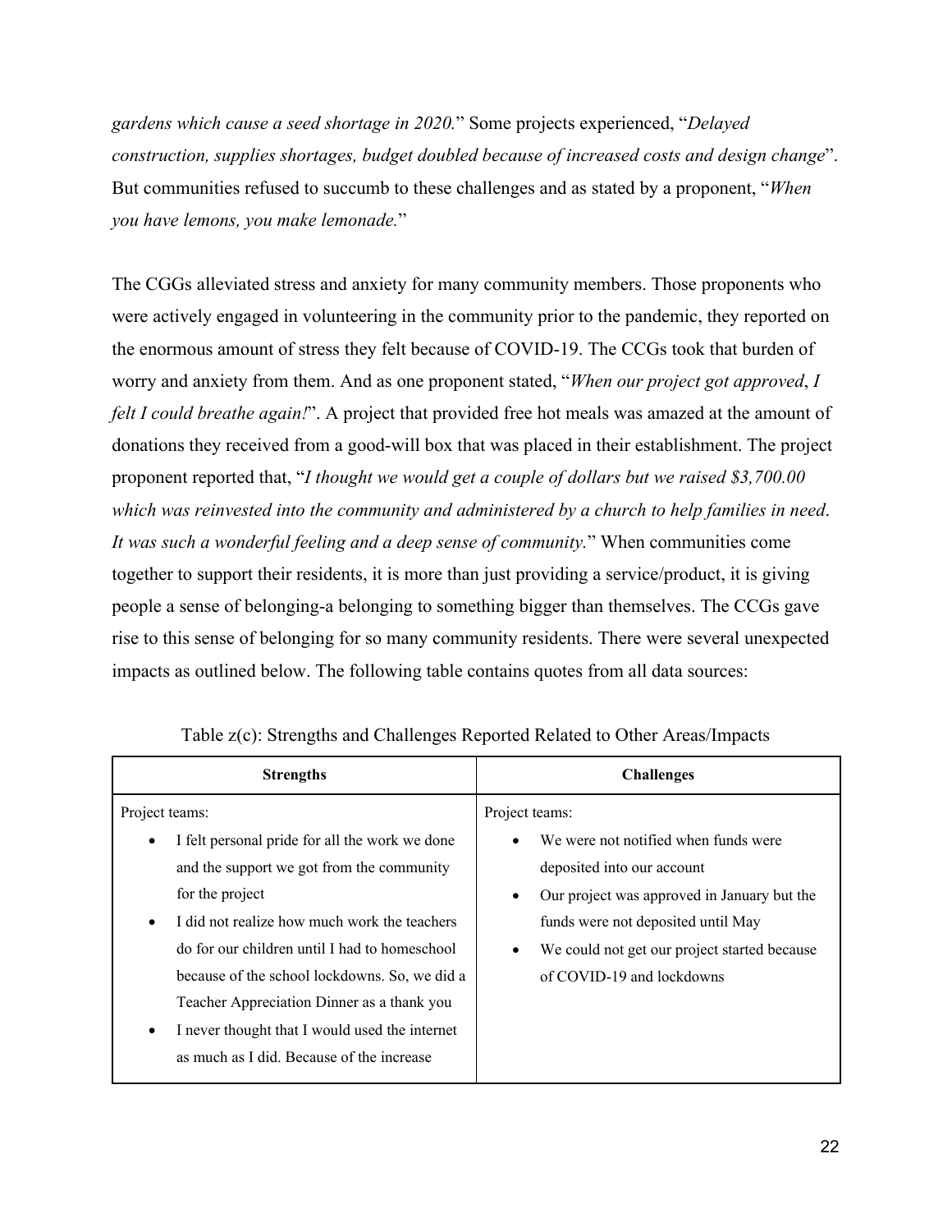*gardens which cause a seed shortage in 2020.*" Some projects experienced, "*Delayed construction, supplies shortages, budget doubled because of increased costs and design change*". But communities refused to succumb to these challenges and as stated by a proponent, "*When you have lemons, you make lemonade.*"

The CGGs alleviated stress and anxiety for many community members. Those proponents who were actively engaged in volunteering in the community prior to the pandemic, they reported on the enormous amount of stress they felt because of COVID-19. The CCGs took that burden of worry and anxiety from them. And as one proponent stated, "*When our project got approved*, *I felt I could breathe again!*". A project that provided free hot meals was amazed at the amount of donations they received from a good-will box that was placed in their establishment. The project proponent reported that, "*I thought we would get a couple of dollars but we raised $3,700.00 which was reinvested into the community and administered by a church to help families in need. It was such a wonderful feeling and a deep sense of community.*" When communities come together to support their residents, it is more than just providing a service/product, it is giving people a sense of belonging-a belonging to something bigger than themselves. The CCGs gave rise to this sense of belonging for so many community residents. There were several unexpected impacts as outlined below. The following table contains quotes from all data sources:

Table z(c): Strengths and Challenges Reported Related to Other Areas/Impacts

| **Strengths** | **Challenges** |
|---|---|
| Project teams:<br>• I felt personal pride for all the work we done and the support we got from the community for the project<br>• I did not realize how much work the teachers do for our children until I had to homeschool because of the school lockdowns. So, we did a Teacher Appreciation Dinner as a thank you<br>• I never thought that I would used the internet as much as I did. Because of the increase | Project teams:<br>• We were not notified when funds were deposited into our account<br>• Our project was approved in January but the funds were not deposited until May<br>• We could not get our project started because of COVID-19 and lockdowns |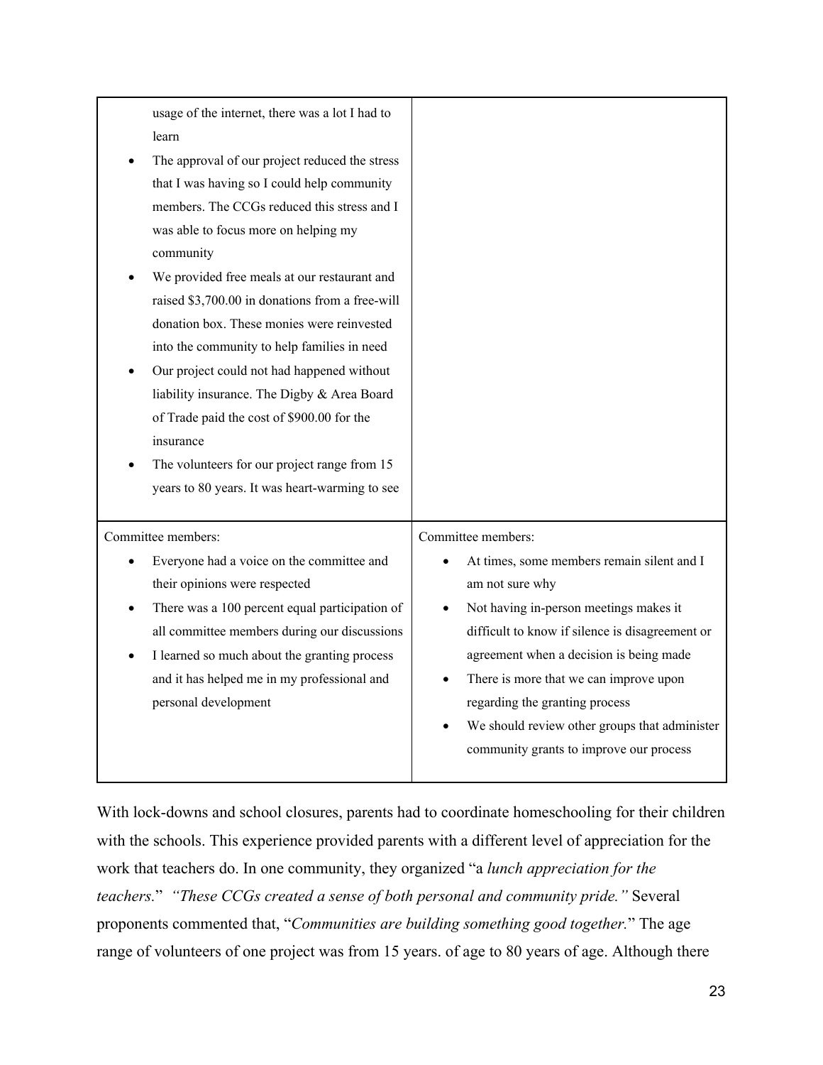| | |
|---|---|
| usage of the internet, there was a lot I had to learn<br>• The approval of our project reduced the stress that I was having so I could help community members. The CCGs reduced this stress and I was able to focus more on helping my community<br>• We provided free meals at our restaurant and raised $3,700.00 in donations from a free-will donation box. These monies were reinvested into the community to help families in need<br>• Our project could not had happened without liability insurance. The Digby & Area Board of Trade paid the cost of $900.00 for the insurance<br>• The volunteers for our project range from 15 years to 80 years. It was heart-warming to see | |
| Committee members:<br>• Everyone had a voice on the committee and their opinions were respected<br>• There was a 100 percent equal participation of all committee members during our discussions<br>• I learned so much about the granting process and it has helped me in my professional and personal development | Committee members:<br>• At times, some members remain silent and I am not sure why<br>• Not having in-person meetings makes it difficult to know if silence is disagreement or agreement when a decision is being made<br>• There is more that we can improve upon regarding the granting process<br>• We should review other groups that administer community grants to improve our process |

With lock-downs and school closures, parents had to coordinate homeschooling for their children with the schools. This experience provided parents with a different level of appreciation for the work that teachers do. In one community, they organized "a *lunch appreciation for the teachers.*" *"These CCGs created a sense of both personal and community pride."* Several proponents commented that, "*Communities are building something good together.*" The age range of volunteers of one project was from 15 years. of age to 80 years of age. Although there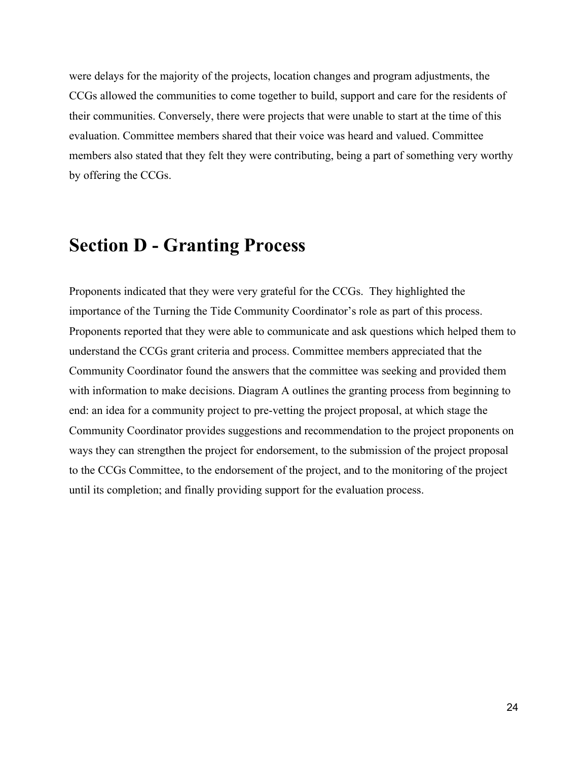were delays for the majority of the projects, location changes and program adjustments, the CCGs allowed the communities to come together to build, support and care for the residents of their communities. Conversely, there were projects that were unable to start at the time of this evaluation. Committee members shared that their voice was heard and valued. Committee members also stated that they felt they were contributing, being a part of something very worthy by offering the CCGs.

# Section D - Granting Process

Proponents indicated that they were very grateful for the CCGs. They highlighted the importance of the Turning the Tide Community Coordinator's role as part of this process. Proponents reported that they were able to communicate and ask questions which helped them to understand the CCGs grant criteria and process. Committee members appreciated that the Community Coordinator found the answers that the committee was seeking and provided them with information to make decisions. Diagram A outlines the granting process from beginning to end: an idea for a community project to pre-vetting the project proposal, at which stage the Community Coordinator provides suggestions and recommendation to the project proponents on ways they can strengthen the project for endorsement, to the submission of the project proposal to the CCGs Committee, to the endorsement of the project, and to the monitoring of the project until its completion; and finally providing support for the evaluation process.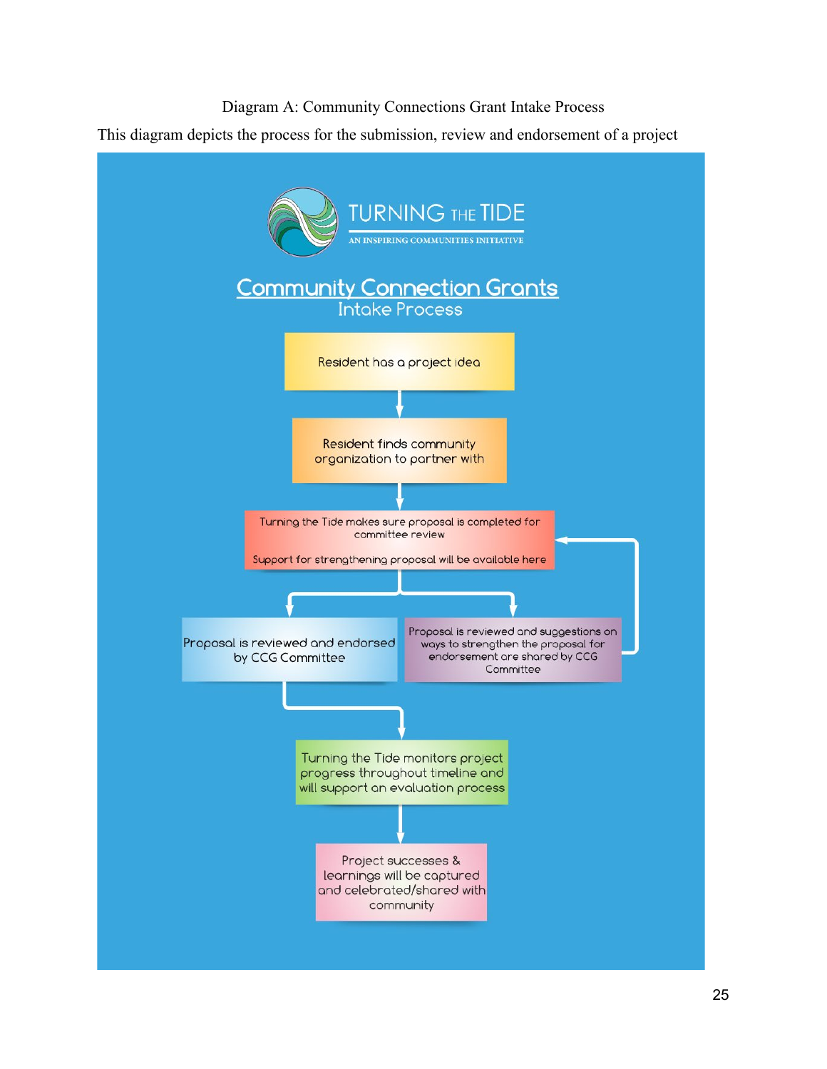Diagram A: Community Connections Grant Intake Process

This diagram depicts the process for the submission, review and endorsement of a project

TURNING THE TIDE
AN INSPIRING COMMUNITIES INITIATIVE

## Community Connection Grants

Intake Process

Resident has a project idea

↓

Resident finds community organization to partner with

↓

Turning the Tide makes sure proposal is completed for committee review

Support for strengthening proposal will be available here

↓

- Proposal is reviewed and endorsed by CCG Committee
- Proposal is reviewed and suggestions on ways to strengthen the proposal for endorsement are shared by CCG Committee (returns to previous step)

↓

Turning the Tide monitors project progress throughout timeline and will support an evaluation process

↓

Project successes & learnings will be captured and celebrated/shared with community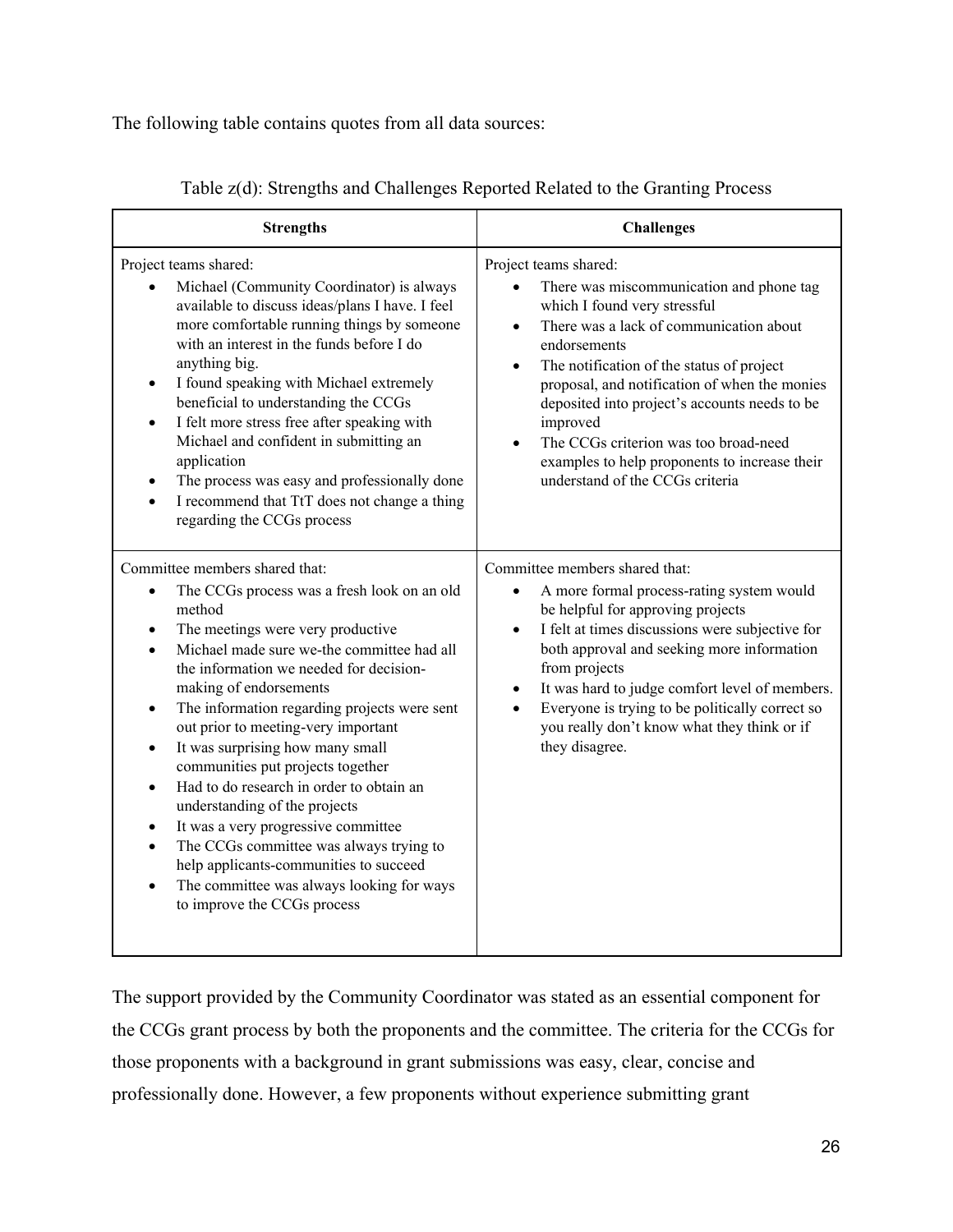The following table contains quotes from all data sources:

Table z(d): Strengths and Challenges Reported Related to the Granting Process

| Strengths | Challenges |
|---|---|
| Project teams shared:<br>• Michael (Community Coordinator) is always available to discuss ideas/plans I have. I feel more comfortable running things by someone with an interest in the funds before I do anything big.<br>• I found speaking with Michael extremely beneficial to understanding the CCGs<br>• I felt more stress free after speaking with Michael and confident in submitting an application<br>• The process was easy and professionally done<br>• I recommend that TtT does not change a thing regarding the CCGs process | Project teams shared:<br>• There was miscommunication and phone tag which I found very stressful<br>• There was a lack of communication about endorsements<br>• The notification of the status of project proposal, and notification of when the monies deposited into project's accounts needs to be improved<br>• The CCGs criterion was too broad-need examples to help proponents to increase their understand of the CCGs criteria |
| Committee members shared that:<br>• The CCGs process was a fresh look on an old method<br>• The meetings were very productive<br>• Michael made sure we-the committee had all the information we needed for decision-making of endorsements<br>• The information regarding projects were sent out prior to meeting-very important<br>• It was surprising how many small communities put projects together<br>• Had to do research in order to obtain an understanding of the projects<br>• It was a very progressive committee<br>• The CCGs committee was always trying to help applicants-communities to succeed<br>• The committee was always looking for ways to improve the CCGs process | Committee members shared that:<br>• A more formal process-rating system would be helpful for approving projects<br>• I felt at times discussions were subjective for both approval and seeking more information from projects<br>• It was hard to judge comfort level of members.<br>• Everyone is trying to be politically correct so you really don't know what they think or if they disagree. |

The support provided by the Community Coordinator was stated as an essential component for the CCGs grant process by both the proponents and the committee. The criteria for the CCGs for those proponents with a background in grant submissions was easy, clear, concise and professionally done. However, a few proponents without experience submitting grant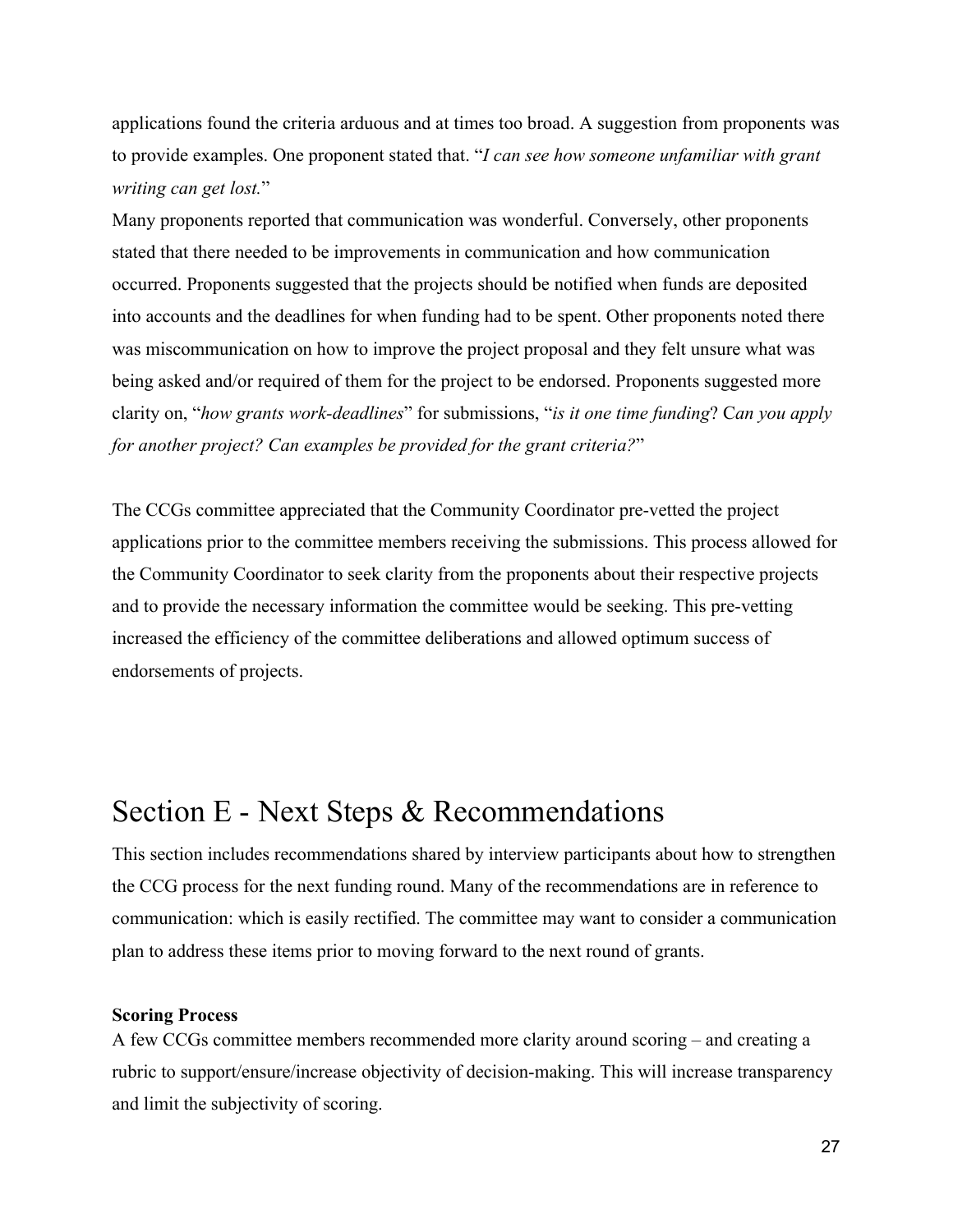applications found the criteria arduous and at times too broad. A suggestion from proponents was to provide examples. One proponent stated that. "*I can see how someone unfamiliar with grant writing can get lost.*"

Many proponents reported that communication was wonderful. Conversely, other proponents stated that there needed to be improvements in communication and how communication occurred. Proponents suggested that the projects should be notified when funds are deposited into accounts and the deadlines for when funding had to be spent. Other proponents noted there was miscommunication on how to improve the project proposal and they felt unsure what was being asked and/or required of them for the project to be endorsed. Proponents suggested more clarity on, "*how grants work-deadlines*" for submissions, "*is it one time funding*? C*an you apply for another project? Can examples be provided for the grant criteria?*"

The CCGs committee appreciated that the Community Coordinator pre-vetted the project applications prior to the committee members receiving the submissions. This process allowed for the Community Coordinator to seek clarity from the proponents about their respective projects and to provide the necessary information the committee would be seeking. This pre-vetting increased the efficiency of the committee deliberations and allowed optimum success of endorsements of projects.

# Section E - Next Steps & Recommendations

This section includes recommendations shared by interview participants about how to strengthen the CCG process for the next funding round. Many of the recommendations are in reference to communication: which is easily rectified. The committee may want to consider a communication plan to address these items prior to moving forward to the next round of grants.

**Scoring Process**

A few CCGs committee members recommended more clarity around scoring – and creating a rubric to support/ensure/increase objectivity of decision-making. This will increase transparency and limit the subjectivity of scoring.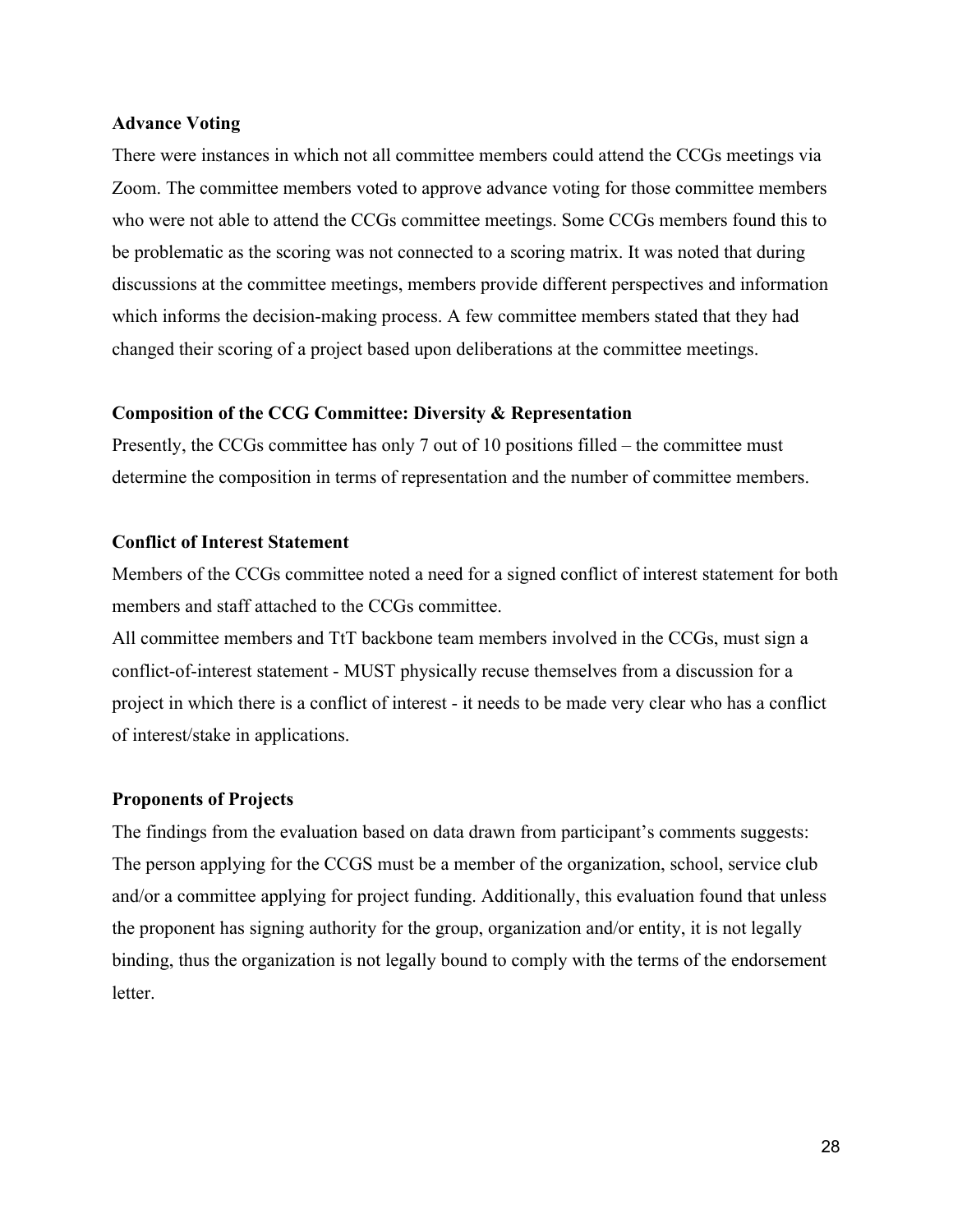**Advance Voting**

There were instances in which not all committee members could attend the CCGs meetings via Zoom. The committee members voted to approve advance voting for those committee members who were not able to attend the CCGs committee meetings. Some CCGs members found this to be problematic as the scoring was not connected to a scoring matrix. It was noted that during discussions at the committee meetings, members provide different perspectives and information which informs the decision-making process. A few committee members stated that they had changed their scoring of a project based upon deliberations at the committee meetings.

**Composition of the CCG Committee: Diversity & Representation**

Presently, the CCGs committee has only 7 out of 10 positions filled – the committee must determine the composition in terms of representation and the number of committee members.

**Conflict of Interest Statement**

Members of the CCGs committee noted a need for a signed conflict of interest statement for both members and staff attached to the CCGs committee.

All committee members and TtT backbone team members involved in the CCGs, must sign a conflict-of-interest statement - MUST physically recuse themselves from a discussion for a project in which there is a conflict of interest - it needs to be made very clear who has a conflict of interest/stake in applications.

**Proponents of Projects**

The findings from the evaluation based on data drawn from participant's comments suggests: The person applying for the CCGS must be a member of the organization, school, service club and/or a committee applying for project funding. Additionally, this evaluation found that unless the proponent has signing authority for the group, organization and/or entity, it is not legally binding, thus the organization is not legally bound to comply with the terms of the endorsement letter.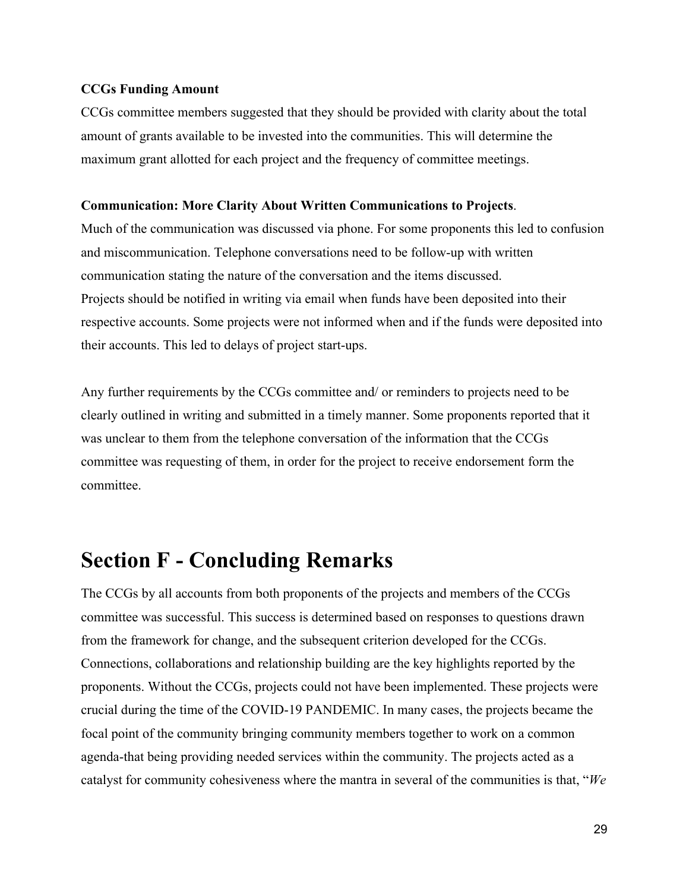**CCGs Funding Amount**

CCGs committee members suggested that they should be provided with clarity about the total amount of grants available to be invested into the communities. This will determine the maximum grant allotted for each project and the frequency of committee meetings.

**Communication: More Clarity About Written Communications to Projects**.

Much of the communication was discussed via phone. For some proponents this led to confusion and miscommunication. Telephone conversations need to be follow-up with written communication stating the nature of the conversation and the items discussed.

Projects should be notified in writing via email when funds have been deposited into their respective accounts. Some projects were not informed when and if the funds were deposited into their accounts. This led to delays of project start-ups.

Any further requirements by the CCGs committee and/ or reminders to projects need to be clearly outlined in writing and submitted in a timely manner. Some proponents reported that it was unclear to them from the telephone conversation of the information that the CCGs committee was requesting of them, in order for the project to receive endorsement form the committee.

# Section F - Concluding Remarks

The CCGs by all accounts from both proponents of the projects and members of the CCGs committee was successful. This success is determined based on responses to questions drawn from the framework for change, and the subsequent criterion developed for the CCGs. Connections, collaborations and relationship building are the key highlights reported by the proponents. Without the CCGs, projects could not have been implemented. These projects were crucial during the time of the COVID-19 PANDEMIC. In many cases, the projects became the focal point of the community bringing community members together to work on a common agenda-that being providing needed services within the community. The projects acted as a catalyst for community cohesiveness where the mantra in several of the communities is that, "*We*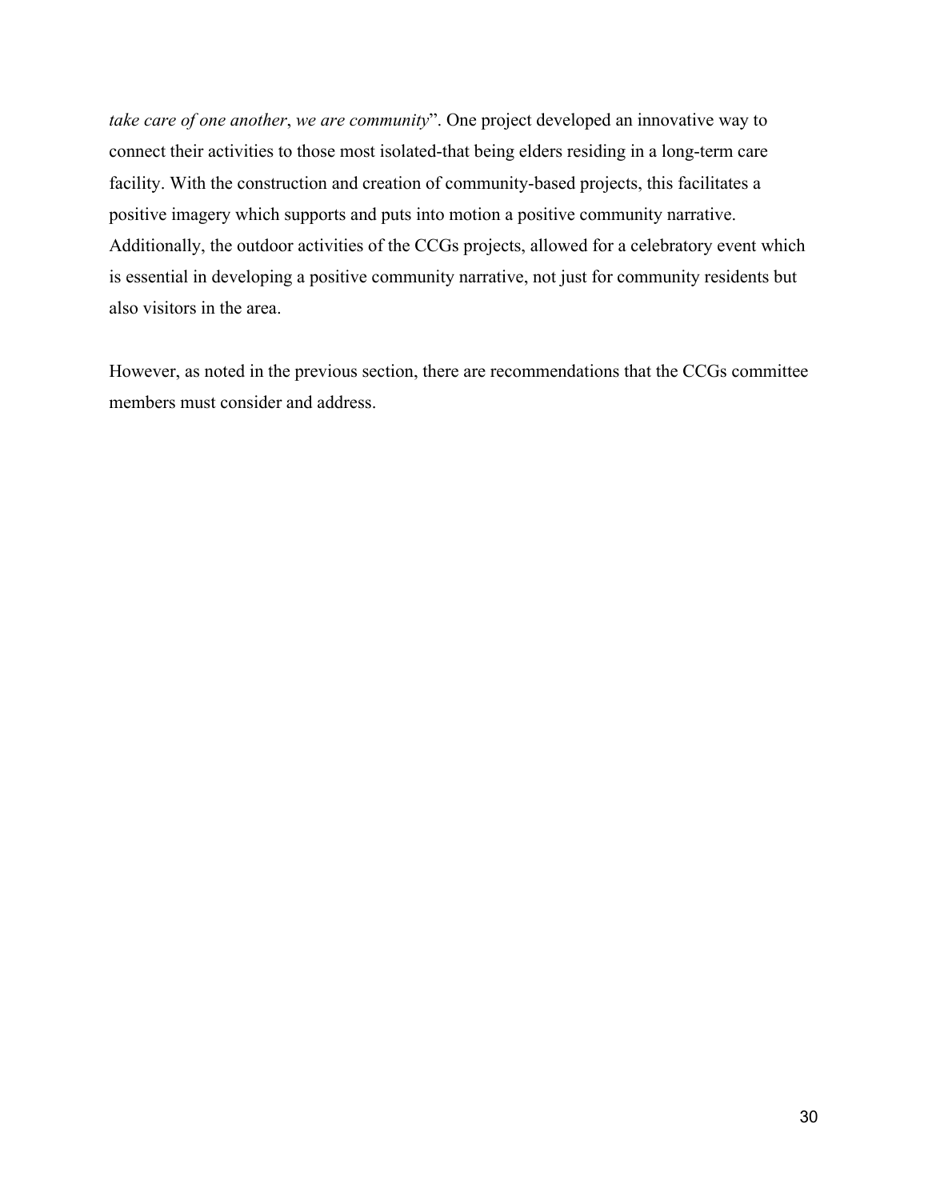*take care of one another*, *we are community*". One project developed an innovative way to connect their activities to those most isolated-that being elders residing in a long-term care facility. With the construction and creation of community-based projects, this facilitates a positive imagery which supports and puts into motion a positive community narrative. Additionally, the outdoor activities of the CCGs projects, allowed for a celebratory event which is essential in developing a positive community narrative, not just for community residents but also visitors in the area.

However, as noted in the previous section, there are recommendations that the CCGs committee members must consider and address.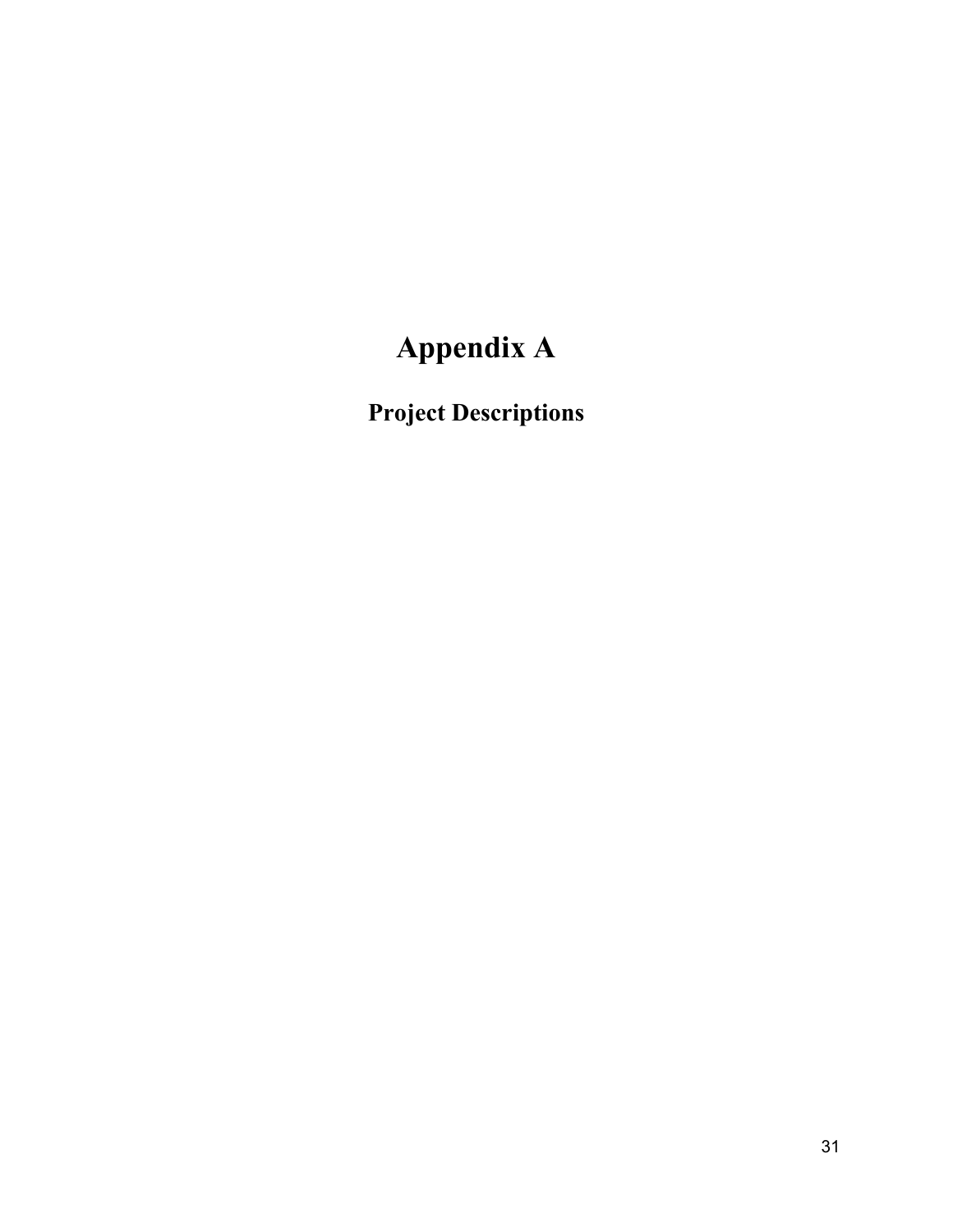# Appendix A

## Project Descriptions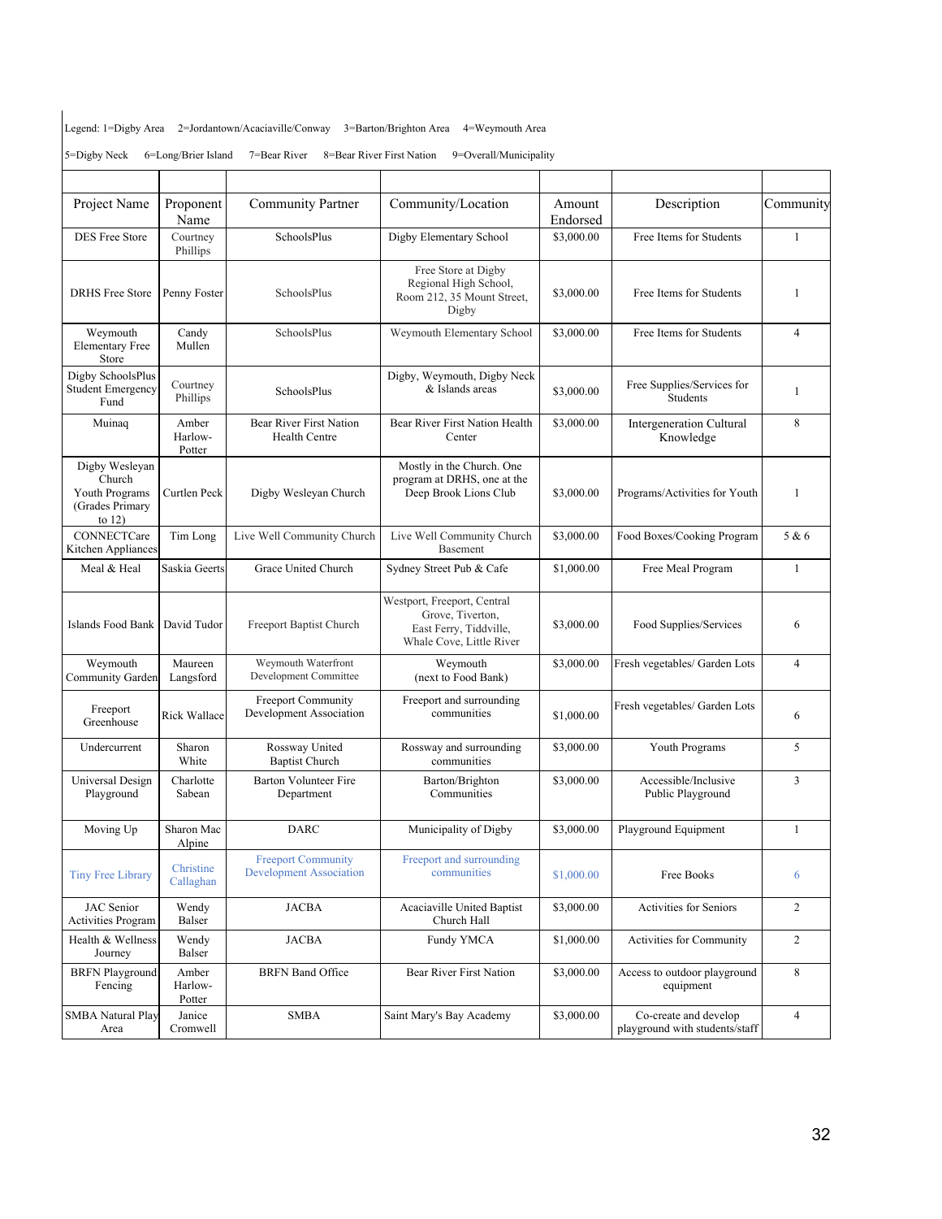Legend: 1=Digby Area 2=Jordantown/Acaciaville/Conway 3=Barton/Brighton Area 4=Weymouth Area

5=Digby Neck 6=Long/Brier Island 7=Bear River 8=Bear River First Nation 9=Overall/Municipality

| Project Name | Proponent Name | Community Partner | Community/Location | Amount Endorsed | Description | Community |
|---|---|---|---|---|---|---|
| DES Free Store | Courtney Phillips | SchoolsPlus | Digby Elementary School | $3,000.00 | Free Items for Students | 1 |
| DRHS Free Store | Penny Foster | SchoolsPlus | Free Store at Digby Regional High School, Room 212, 35 Mount Street, Digby | $3,000.00 | Free Items for Students | 1 |
| Weymouth Elementary Free Store | Candy Mullen | SchoolsPlus | Weymouth Elementary School | $3,000.00 | Free Items for Students | 4 |
| Digby SchoolsPlus Student Emergency Fund | Courtney Phillips | SchoolsPlus | Digby, Weymouth, Digby Neck & Islands areas | $3,000.00 | Free Supplies/Services for Students | 1 |
| Muinaq | Amber Harlow-Potter | Bear River First Nation Health Centre | Bear River First Nation Health Center | $3,000.00 | Intergeneration Cultural Knowledge | 8 |
| Digby Wesleyan Church Youth Programs (Grades Primary to 12) | Curtlen Peck | Digby Wesleyan Church | Mostly in the Church. One program at DRHS, one at the Deep Brook Lions Club | $3,000.00 | Programs/Activities for Youth | 1 |
| CONNECTCare Kitchen Appliances | Tim Long | Live Well Community Church | Live Well Community Church Basement | $3,000.00 | Food Boxes/Cooking Program | 5 & 6 |
| Meal & Heal | Saskia Geerts | Grace United Church | Sydney Street Pub & Cafe | $1,000.00 | Free Meal Program | 1 |
| Islands Food Bank | David Tudor | Freeport Baptist Church | Westport, Freeport, Central Grove, Tiverton, East Ferry, Tiddville, Whale Cove, Little River | $3,000.00 | Food Supplies/Services | 6 |
| Weymouth Community Garden | Maureen Langsford | Weymouth Waterfront Development Committee | Weymouth (next to Food Bank) | $3,000.00 | Fresh vegetables/ Garden Lots | 4 |
| Freeport Greenhouse | Rick Wallace | Freeport Community Development Association | Freeport and surrounding communities | $1,000.00 | Fresh vegetables/ Garden Lots | 6 |
| Undercurrent | Sharon White | Rossway United Baptist Church | Rossway and surrounding communities | $3,000.00 | Youth Programs | 5 |
| Universal Design Playground | Charlotte Sabean | Barton Volunteer Fire Department | Barton/Brighton Communities | $3,000.00 | Accessible/Inclusive Public Playground | 3 |
| Moving Up | Sharon Mac Alpine | DARC | Municipality of Digby | $3,000.00 | Playground Equipment | 1 |
| Tiny Free Library | Christine Callaghan | Freeport Community Development Association | Freeport and surrounding communities | $1,000.00 | Free Books | 6 |
| JAC Senior Activities Program | Wendy Balser | JACBA | Acaciaville United Baptist Church Hall | $3,000.00 | Activities for Seniors | 2 |
| Health & Wellness Journey | Wendy Balser | JACBA | Fundy YMCA | $1,000.00 | Activities for Community | 2 |
| BRFN Playground Fencing | Amber Harlow-Potter | BRFN Band Office | Bear River First Nation | $3,000.00 | Access to outdoor playground equipment | 8 |
| SMBA Natural Play Area | Janice Cromwell | SMBA | Saint Mary's Bay Academy | $3,000.00 | Co-create and develop playground with students/staff | 4 |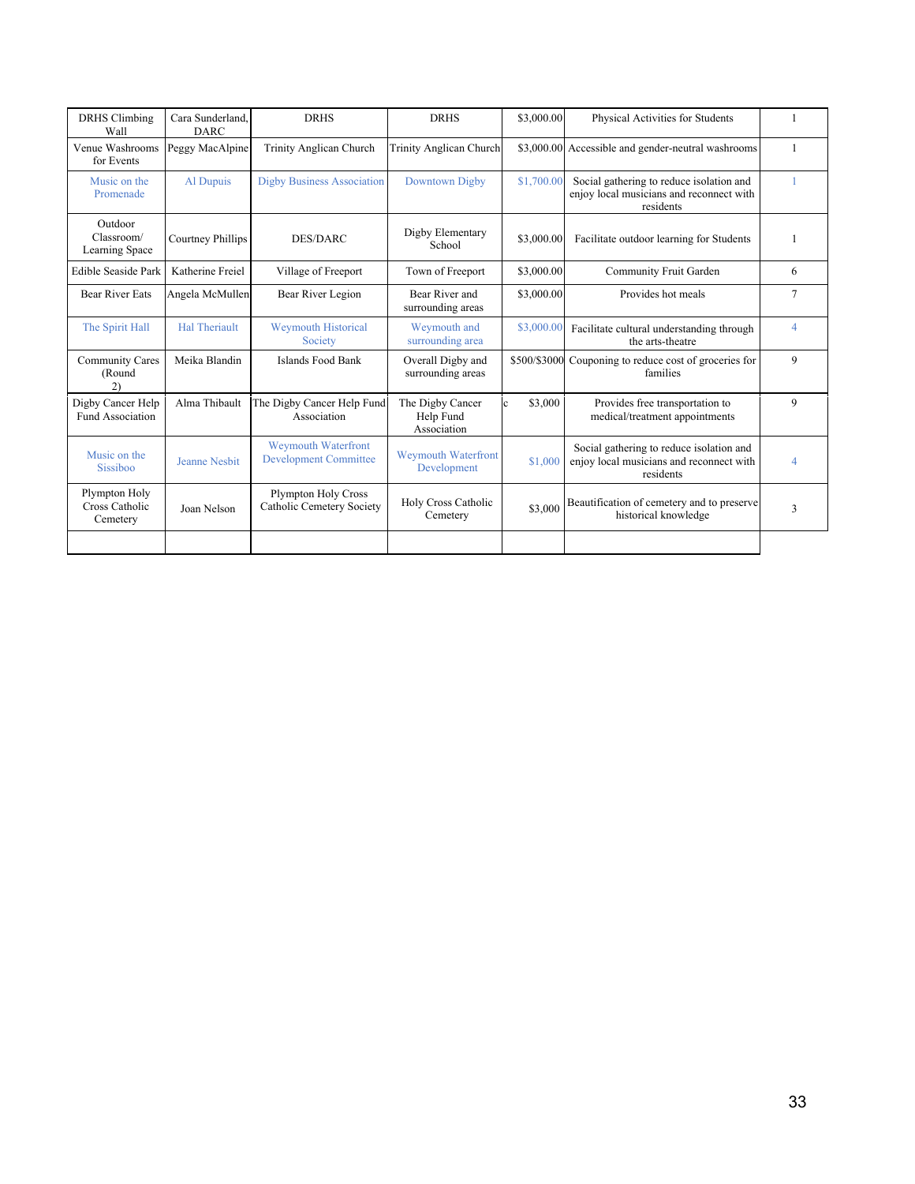| | | | | | | |
|---|---|---|---|---|---|---|
| DRHS Climbing Wall | Cara Sunderland, DARC | DRHS | DRHS | $3,000.00 | Physical Activities for Students | 1 |
| Venue Washrooms for Events | Peggy MacAlpine | Trinity Anglican Church | Trinity Anglican Church | $3,000.00 | Accessible and gender-neutral washrooms | 1 |
| Music on the Promenade | Al Dupuis | Digby Business Association | Downtown Digby | $1,700.00 | Social gathering to reduce isolation and enjoy local musicians and reconnect with residents | 1 |
| Outdoor Classroom/ Learning Space | Courtney Phillips | DES/DARC | Digby Elementary School | $3,000.00 | Facilitate outdoor learning for Students | 1 |
| Edible Seaside Park | Katherine Freiel | Village of Freeport | Town of Freeport | $3,000.00 | Community Fruit Garden | 6 |
| Bear River Eats | Angela McMullen | Bear River Legion | Bear River and surrounding areas | $3,000.00 | Provides hot meals | 7 |
| The Spirit Hall | Hal Theriault | Weymouth Historical Society | Weymouth and surrounding area | $3,000.00 | Facilitate cultural understanding through the arts-theatre | 4 |
| Community Cares (Round 2) | Meika Blandin | Islands Food Bank | Overall Digby and surrounding areas | $500/$3000 | Couponing to reduce cost of groceries for families | 9 |
| Digby Cancer Help Fund Association | Alma Thibault | The Digby Cancer Help Fund Association | The Digby Cancer Help Fund Association | c $3,000 | Provides free transportation to medical/treatment appointments | 9 |
| Music on the Sissiboo | Jeanne Nesbit | Weymouth Waterfront Development Committee | Weymouth Waterfront Development | $1,000 | Social gathering to reduce isolation and enjoy local musicians and reconnect with residents | 4 |
| Plympton Holy Cross Catholic Cemetery | Joan Nelson | Plympton Holy Cross Catholic Cemetery Society | Holy Cross Catholic Cemetery | $3,000 | Beautification of cemetery and to preserve historical knowledge | 3 |
| | | | | | | |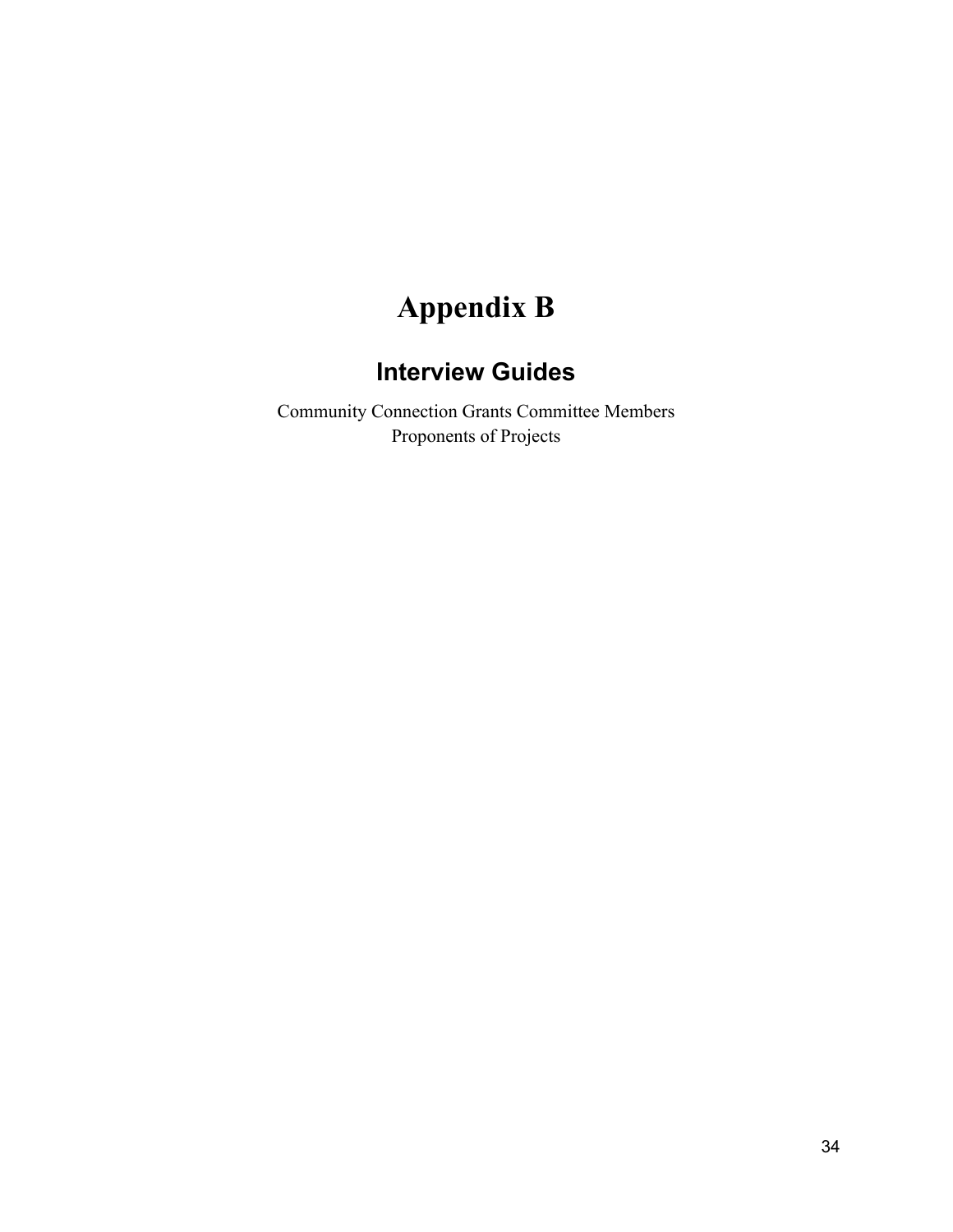# Appendix B

## Interview Guides

Community Connection Grants Committee Members
Proponents of Projects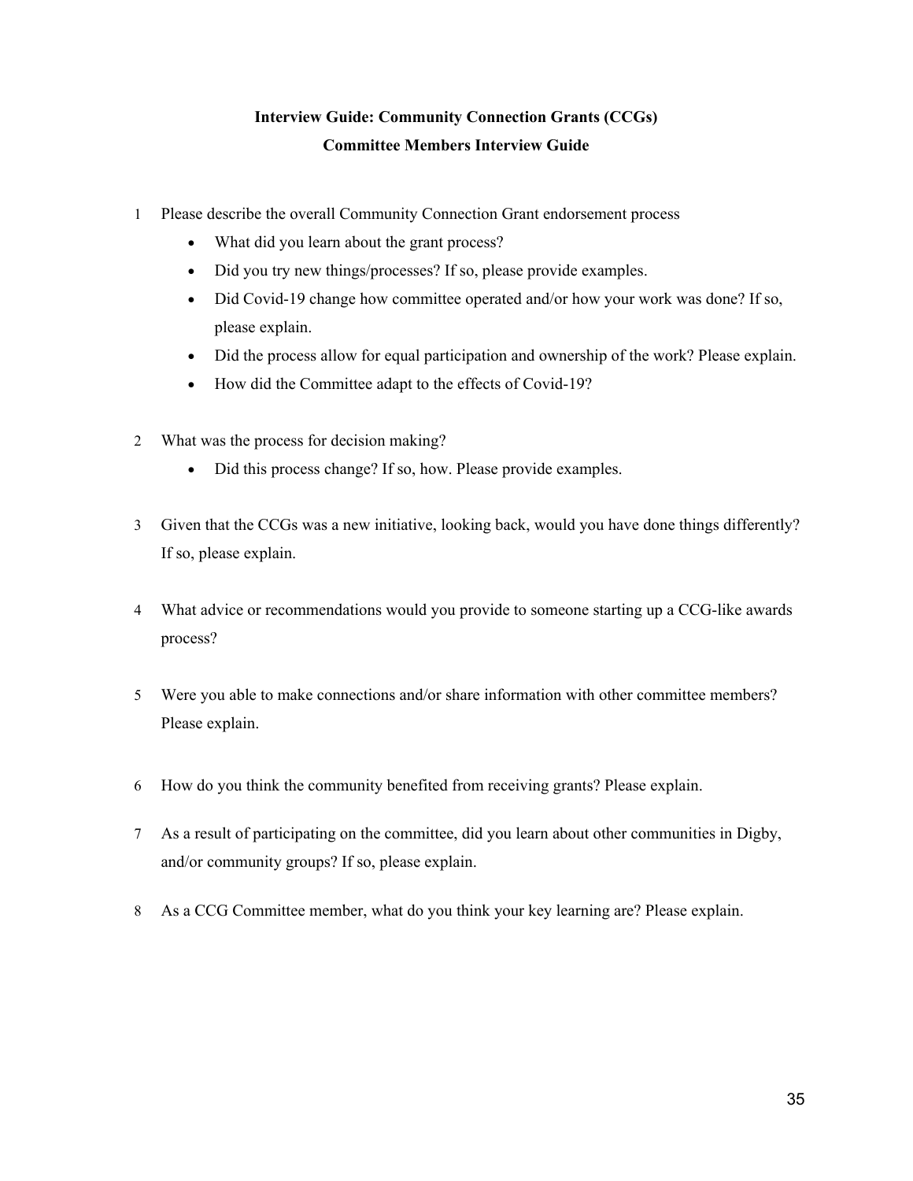**Interview Guide: Community Connection Grants (CCGs)**

**Committee Members Interview Guide**

1. Please describe the overall Community Connection Grant endorsement process
    - What did you learn about the grant process?
    - Did you try new things/processes? If so, please provide examples.
    - Did Covid-19 change how committee operated and/or how your work was done? If so, please explain.
    - Did the process allow for equal participation and ownership of the work? Please explain.
    - How did the Committee adapt to the effects of Covid-19?

2. What was the process for decision making?
    - Did this process change? If so, how. Please provide examples.

3. Given that the CCGs was a new initiative, looking back, would you have done things differently? If so, please explain.

4. What advice or recommendations would you provide to someone starting up a CCG-like awards process?

5. Were you able to make connections and/or share information with other committee members? Please explain.

6. How do you think the community benefited from receiving grants? Please explain.

7. As a result of participating on the committee, did you learn about other communities in Digby, and/or community groups? If so, please explain.

8. As a CCG Committee member, what do you think your key learning are? Please explain.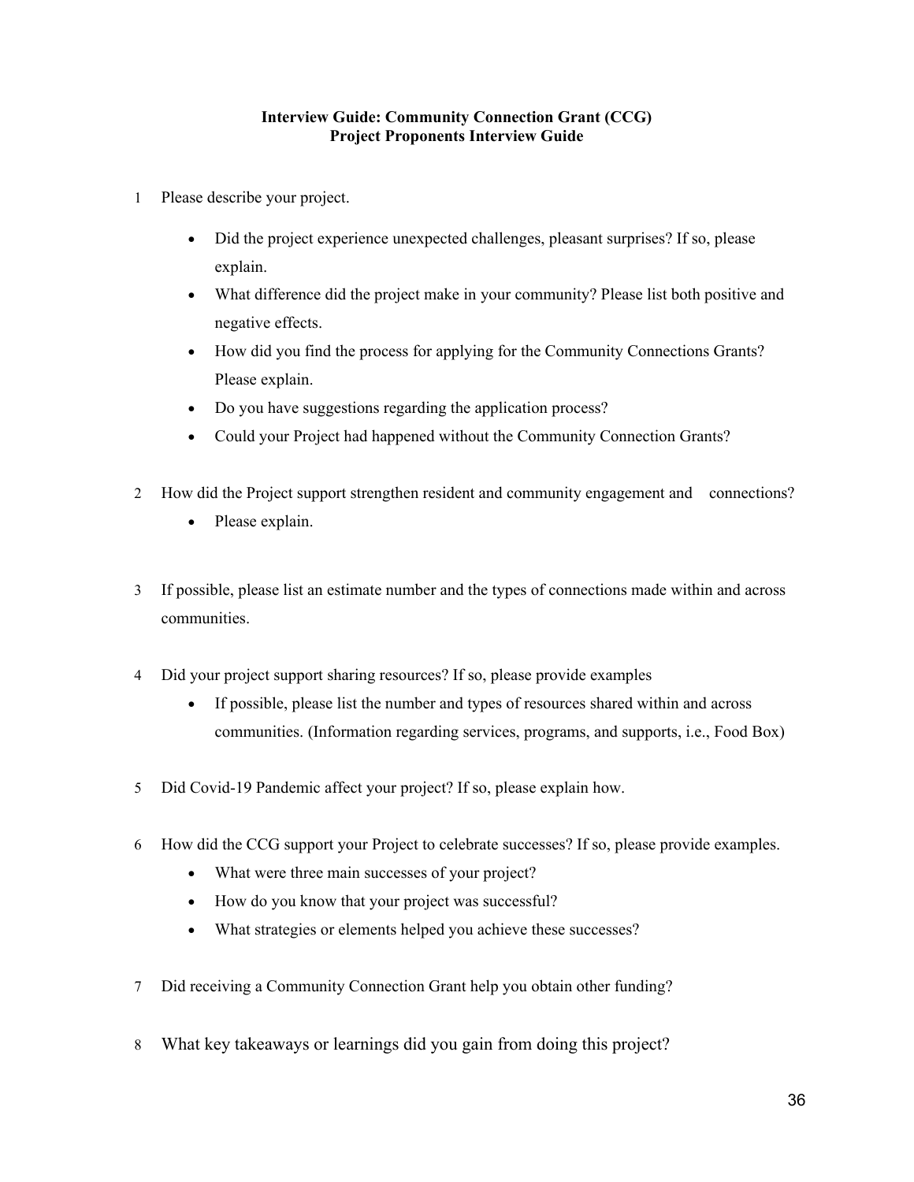**Interview Guide: Community Connection Grant (CCG)**
**Project Proponents Interview Guide**

1. Please describe your project.
   - Did the project experience unexpected challenges, pleasant surprises? If so, please explain.
   - What difference did the project make in your community? Please list both positive and negative effects.
   - How did you find the process for applying for the Community Connections Grants? Please explain.
   - Do you have suggestions regarding the application process?
   - Could your Project had happened without the Community Connection Grants?

2. How did the Project support strengthen resident and community engagement and connections?
   - Please explain.

3. If possible, please list an estimate number and the types of connections made within and across communities.

4. Did your project support sharing resources? If so, please provide examples
   - If possible, please list the number and types of resources shared within and across communities. (Information regarding services, programs, and supports, i.e., Food Box)

5. Did Covid-19 Pandemic affect your project? If so, please explain how.

6. How did the CCG support your Project to celebrate successes? If so, please provide examples.
   - What were three main successes of your project?
   - How do you know that your project was successful?
   - What strategies or elements helped you achieve these successes?

7. Did receiving a Community Connection Grant help you obtain other funding?

8. What key takeaways or learnings did you gain from doing this project?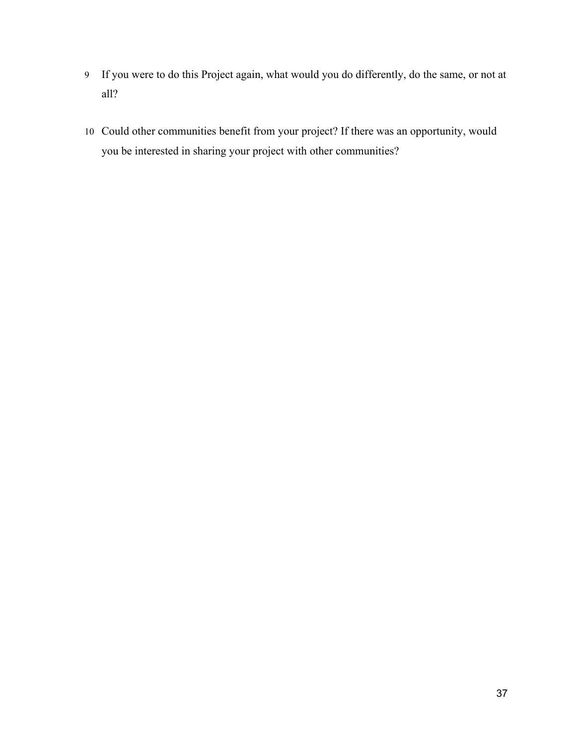9. If you were to do this Project again, what would you do differently, do the same, or not at all?

10. Could other communities benefit from your project? If there was an opportunity, would you be interested in sharing your project with other communities?